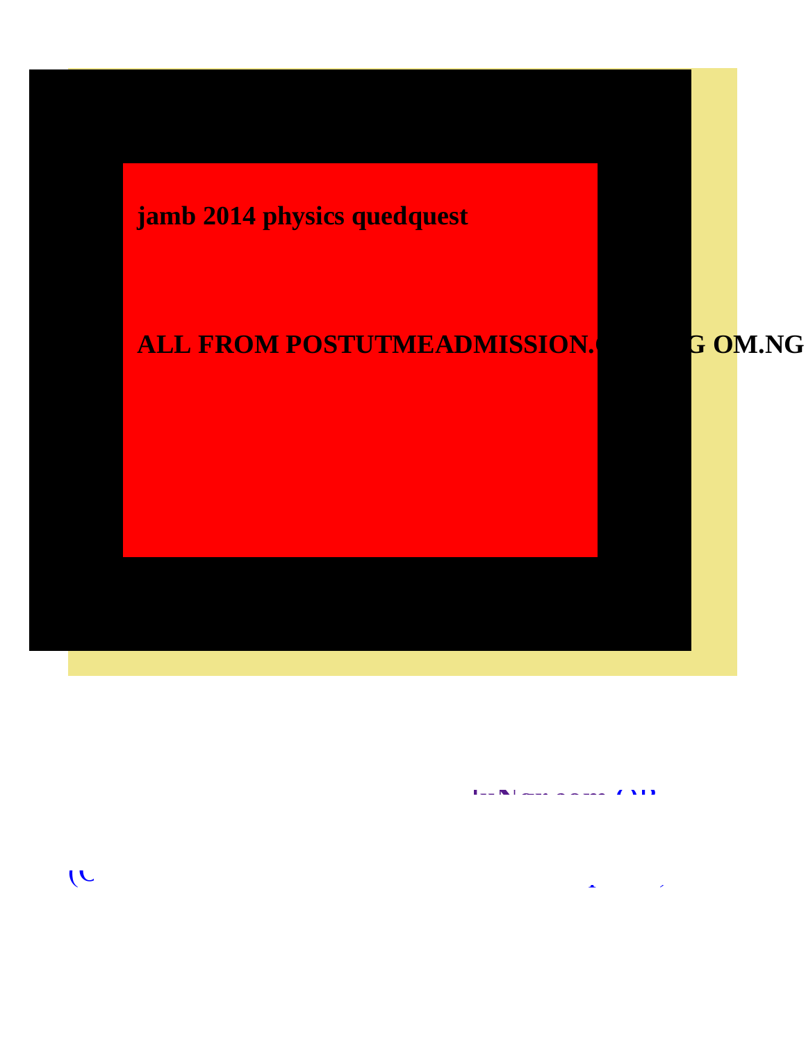jamb 2014 physics quedquest

ALL FROM POSTUTMEADMISSION.C G OM.NG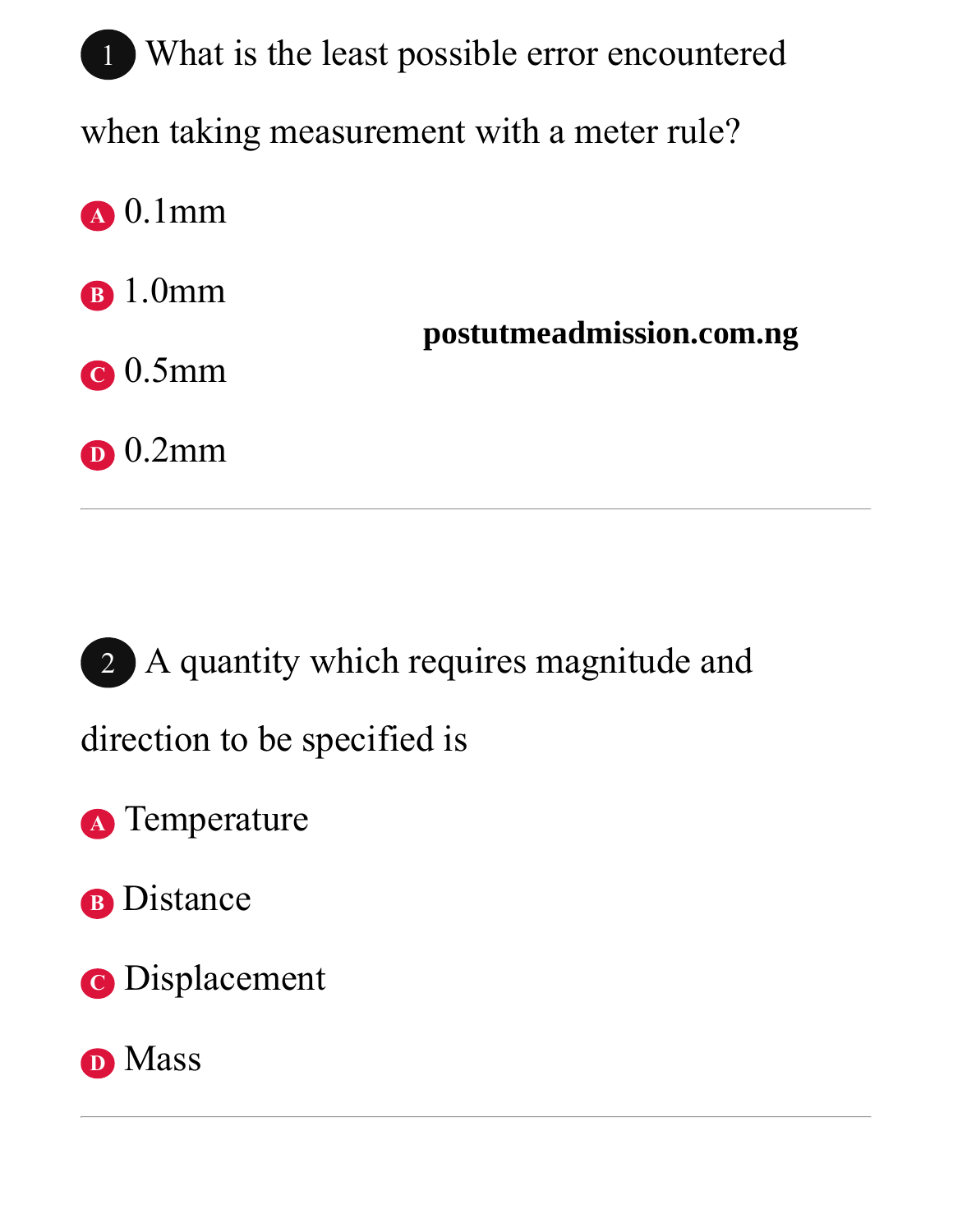1. What is the least possible error encountered when taking measurement with a meter rule?

A. 0.1mm

B. 1.0mm

C. 0.5mm

D. 0.2mm

---

2. A quantity which requires magnitude and direction to be specified is

A. Temperature

B. Distance

C. Displacement

D. Mass

---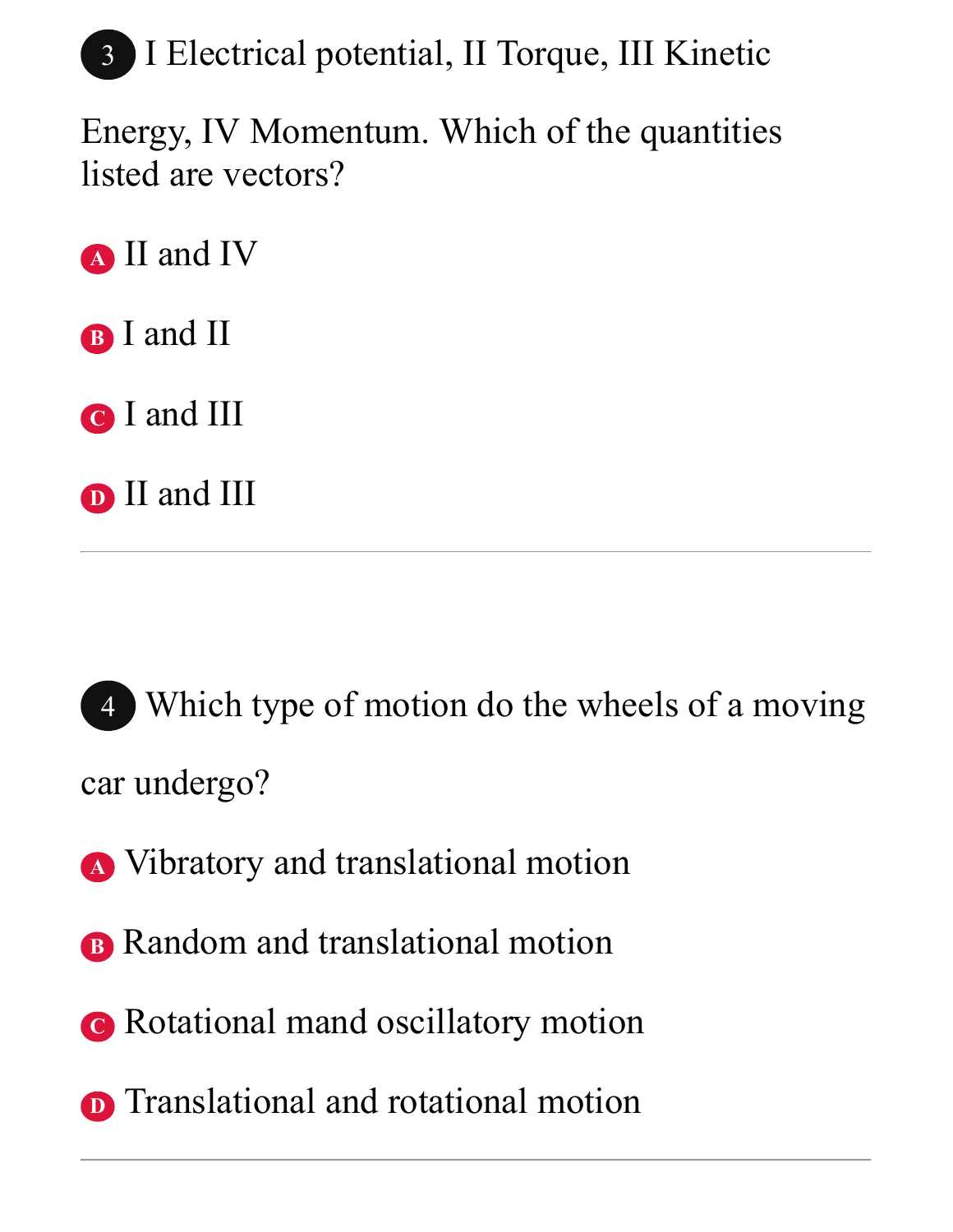3 I Electrical potential, II Torque, III Kinetic Energy, IV Momentum. Which of the quantities listed are vectors?

A II and IV

B I and II

C I and III

D II and III

---

4 Which type of motion do the wheels of a moving car undergo?

A Vibratory and translational motion

B Random and translational motion

C Rotational mand oscillatory motion

D Translational and rotational motion

---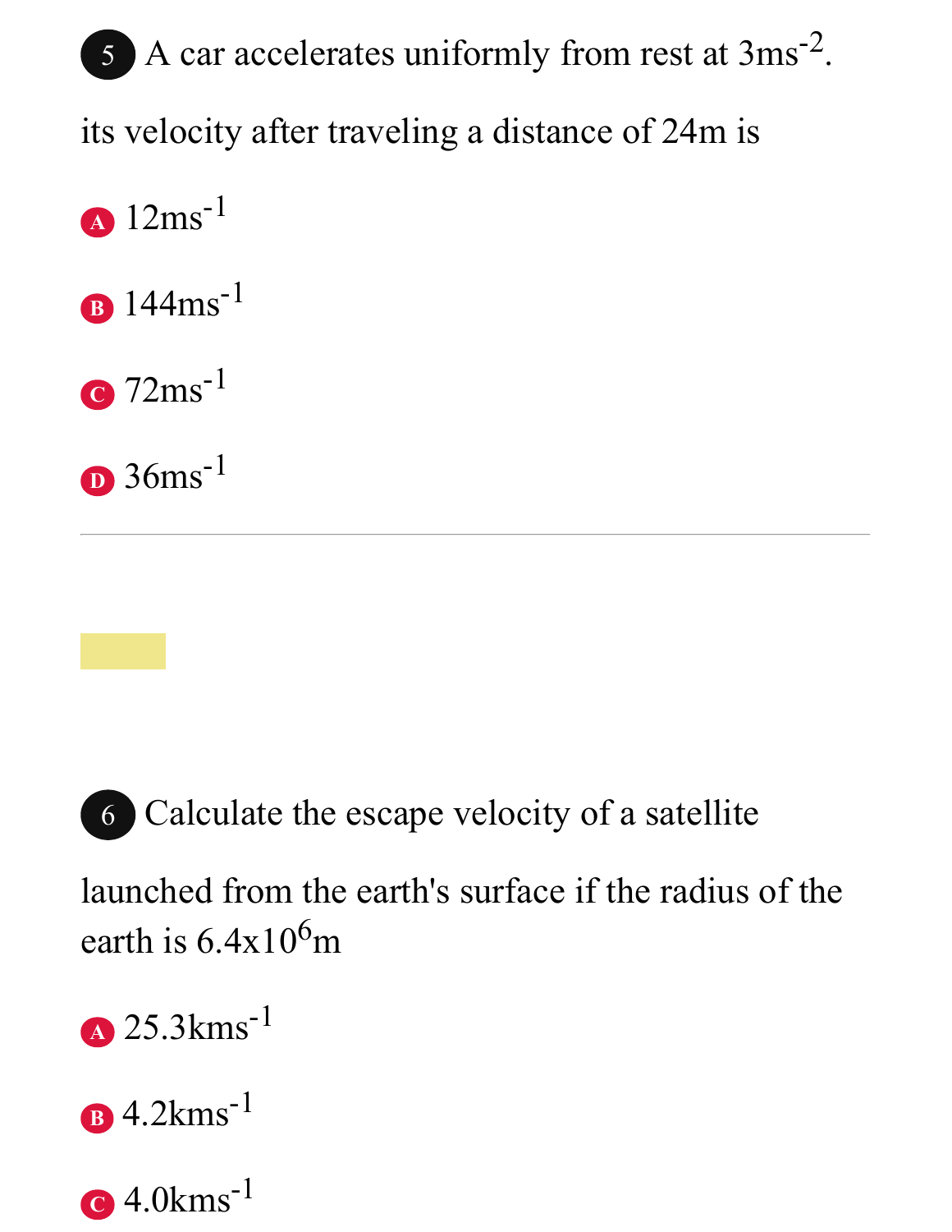**5** A car accelerates uniformly from rest at $3ms^{-2}$.

its velocity after traveling a distance of 24m is

**A** $12ms^{-1}$

**B** $144ms^{-1}$

**C** $72ms^{-1}$

**D** $36ms^{-1}$

---

**6** Calculate the escape velocity of a satellite launched from the earth's surface if the radius of the earth is $6.4x10^6$m

**A** $25.3kms^{-1}$

**B** $4.2kms^{-1}$

**C** $4.0kms^{-1}$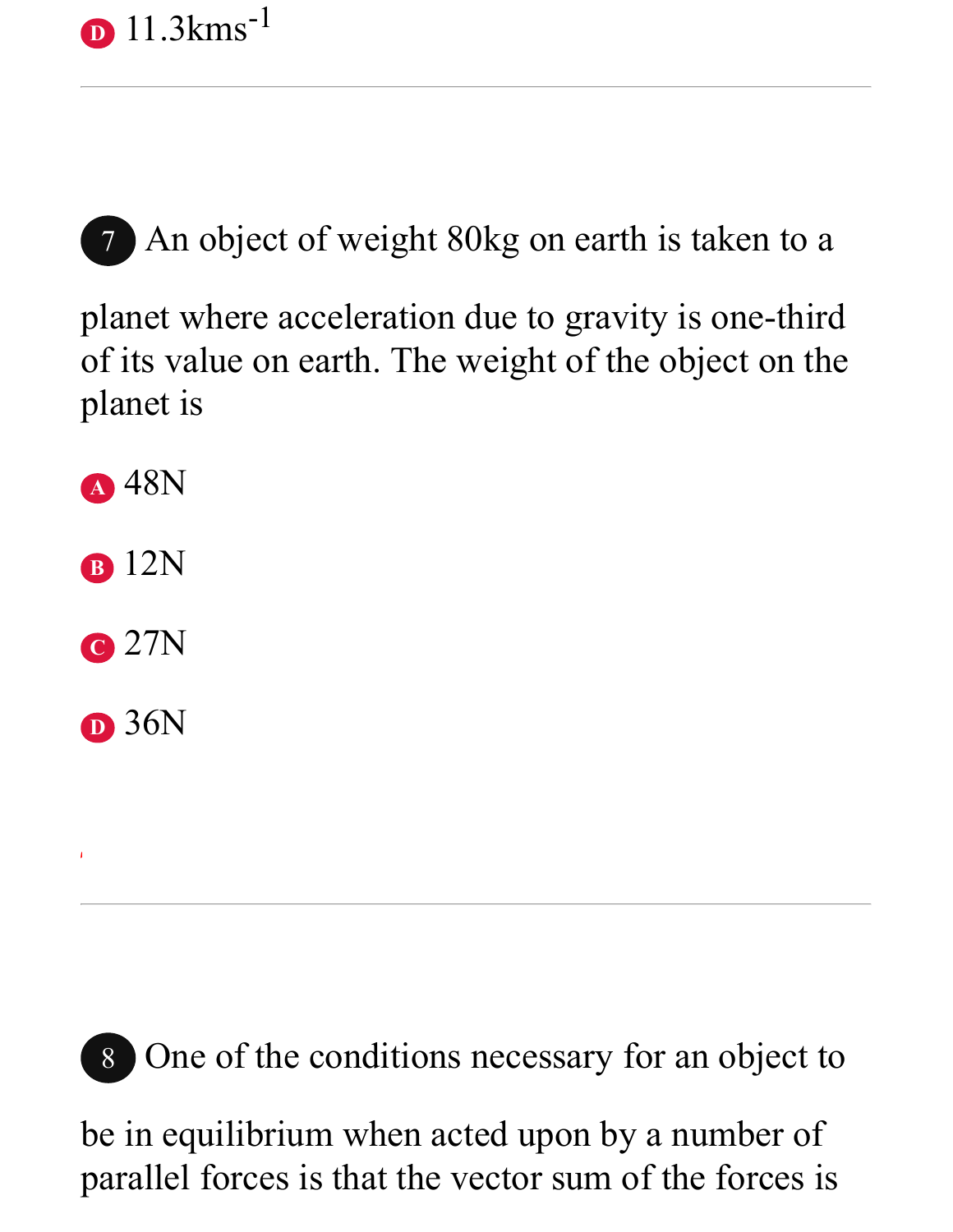D. $11.3 kms^{-1}$

---

7. An object of weight 80kg on earth is taken to a planet where acceleration due to gravity is one-third of its value on earth. The weight of the object on the planet is

A. 48N

B. 12N

C. 27N

D. 36N

---

8. One of the conditions necessary for an object to be in equilibrium when acted upon by a number of parallel forces is that the vector sum of the forces is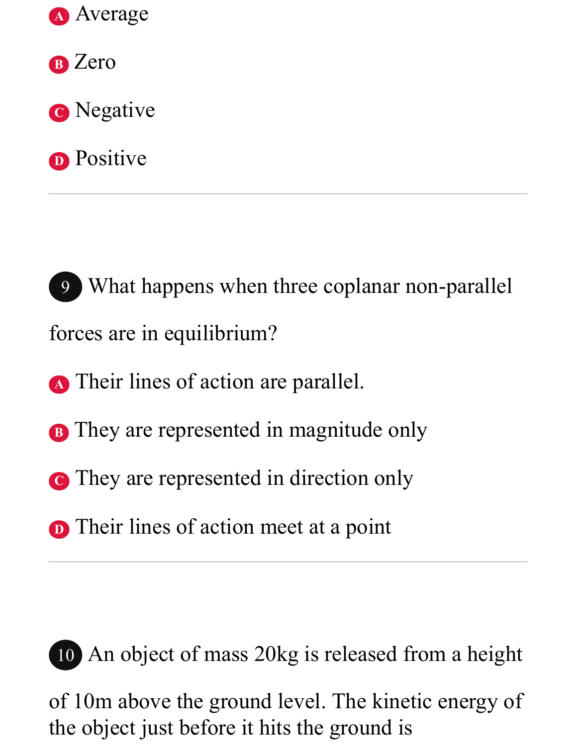A. Average

B. Zero

C. Negative

D. Positive

---

**9** What happens when three coplanar non-parallel forces are in equilibrium?

A. Their lines of action are parallel.

B. They are represented in magnitude only

C. They are represented in direction only

D. Their lines of action meet at a point

---

**10** An object of mass 20kg is released from a height of 10m above the ground level. The kinetic energy of the object just before it hits the ground is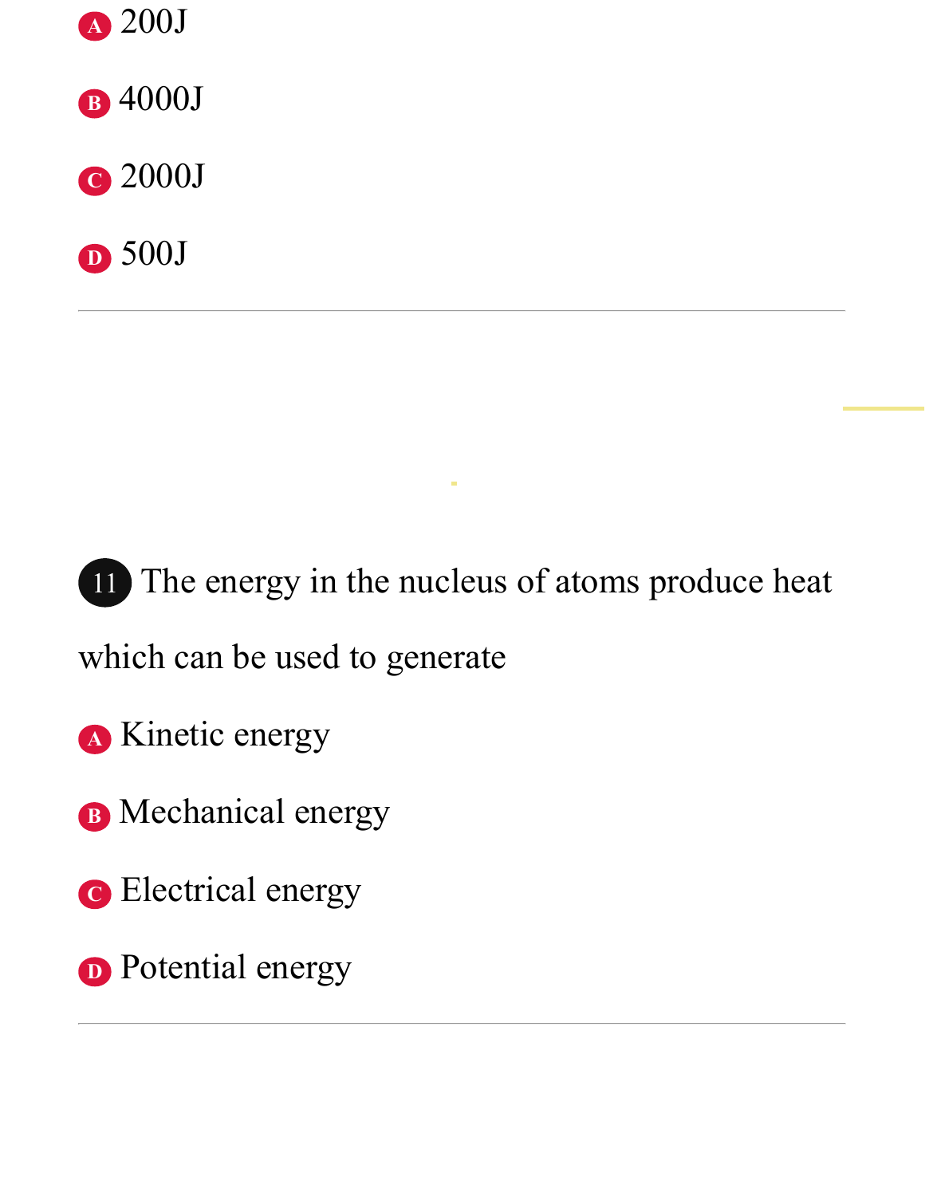A. 200J

B. 4000J

C. 2000J

D. 500J

---

**11** The energy in the nucleus of atoms produce heat which can be used to generate

A. Kinetic energy

B. Mechanical energy

C. Electrical energy

D. Potential energy

---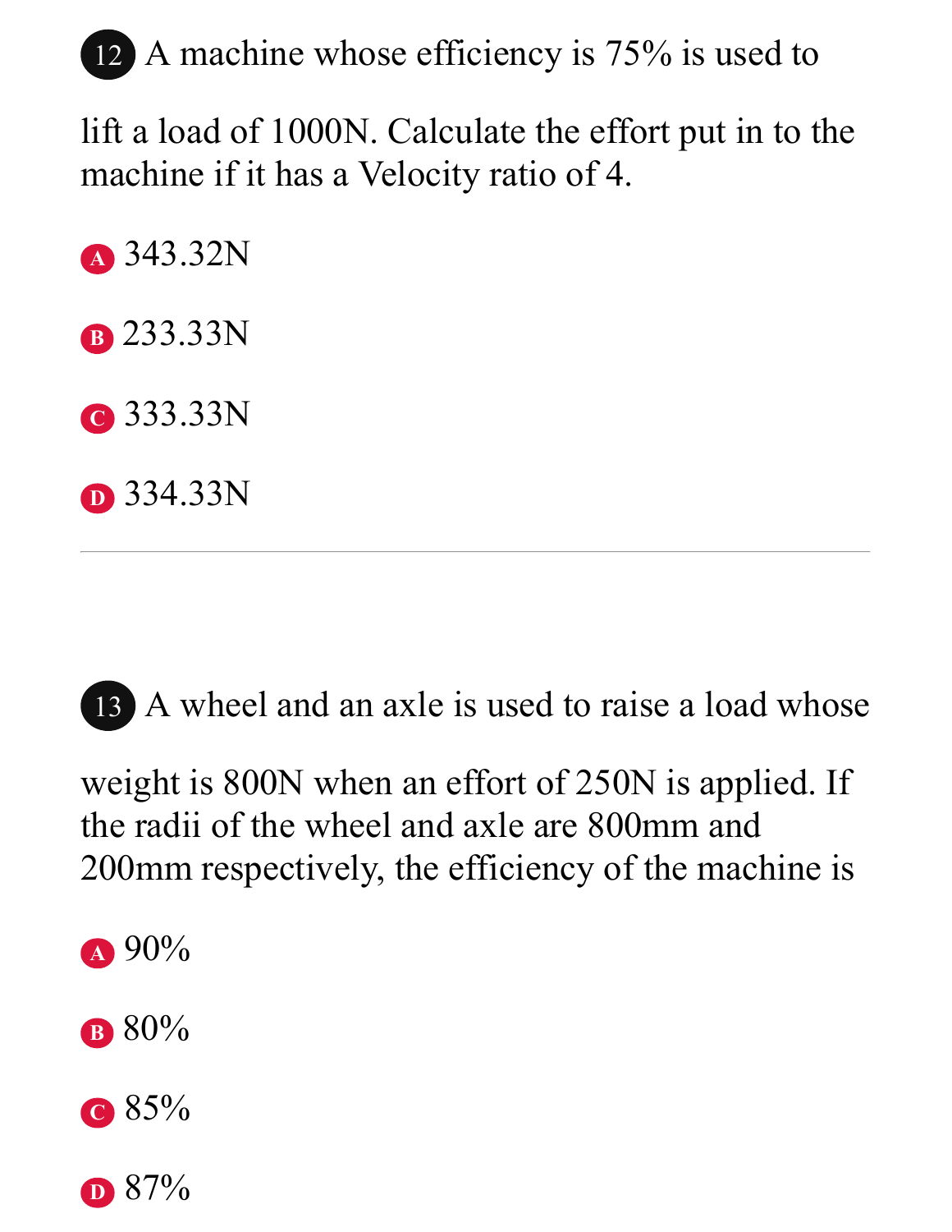12 A machine whose efficiency is 75% is used to lift a load of 1000N. Calculate the effort put in to the machine if it has a Velocity ratio of 4.

A 343.32N

B 233.33N

C 333.33N

D 334.33N

---

13 A wheel and an axle is used to raise a load whose weight is 800N when an effort of 250N is applied. If the radii of the wheel and axle are 800mm and 200mm respectively, the efficiency of the machine is

A 90%

B 80%

C 85%

D 87%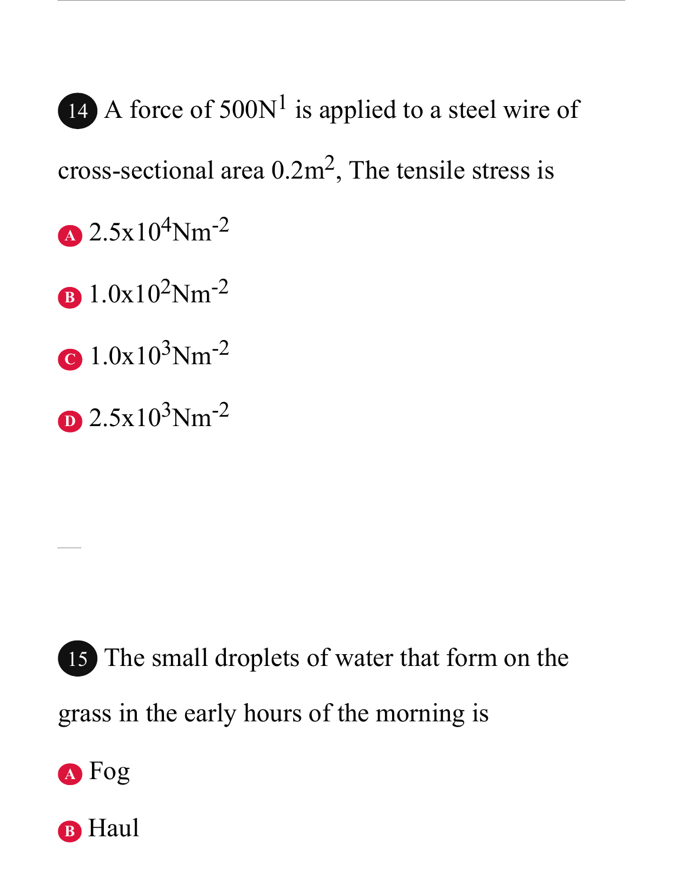14 A force of $500N^1$ is applied to a steel wire of cross-sectional area $0.2m^2$, The tensile stress is

A $2.5 x 10^4 Nm^{-2}$

B $1.0 x 10^2 Nm^{-2}$

C $1.0 x 10^3 Nm^{-2}$

D $2.5 x 10^3 Nm^{-2}$

---

15 The small droplets of water that form on the grass in the early hours of the morning is

A Fog

B Haul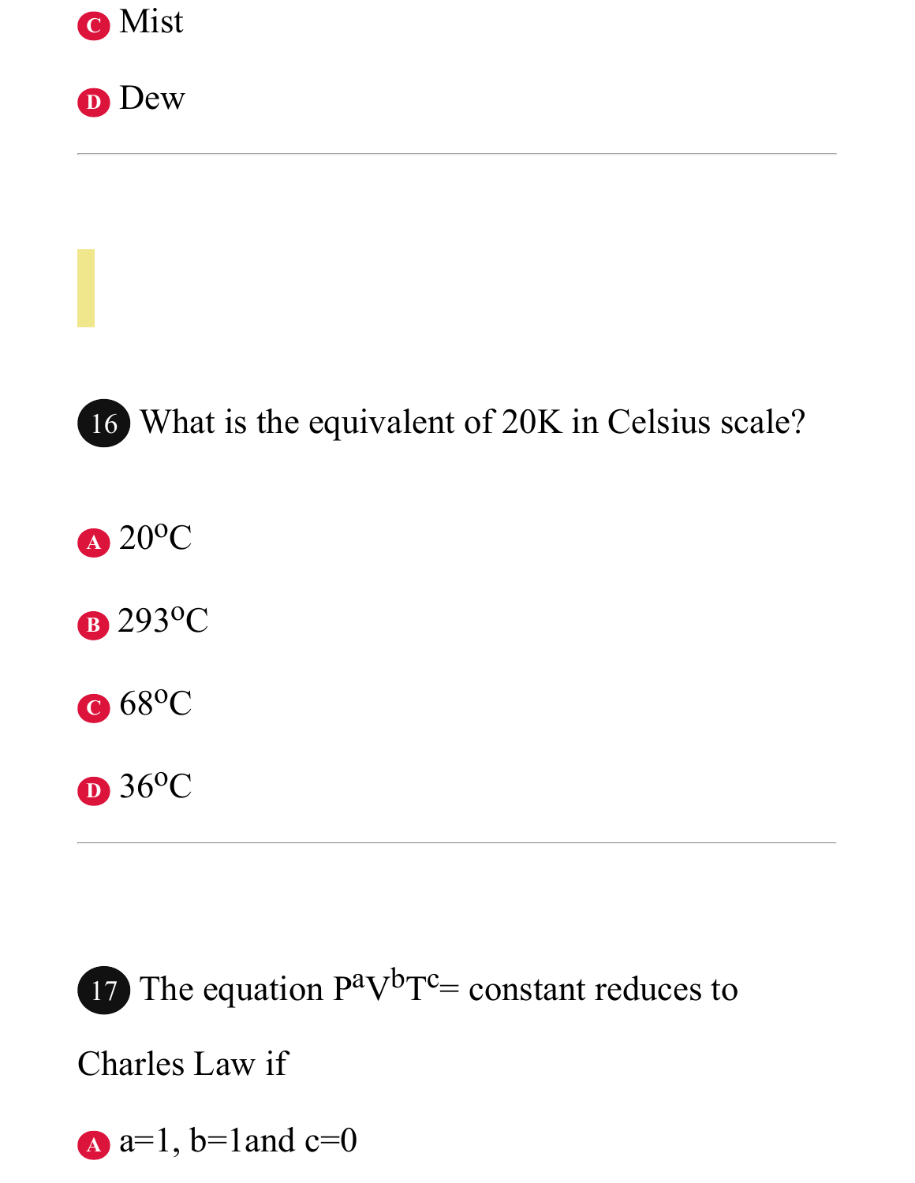C Mist

D Dew

---

16 What is the equivalent of 20K in Celsius scale?

A $20^oC$

B $293^oC$

C $68^oC$

D $36^oC$

---

17 The equation $P^aV^bT^c$= constant reduces to Charles Law if

A a=1, b=1and c=0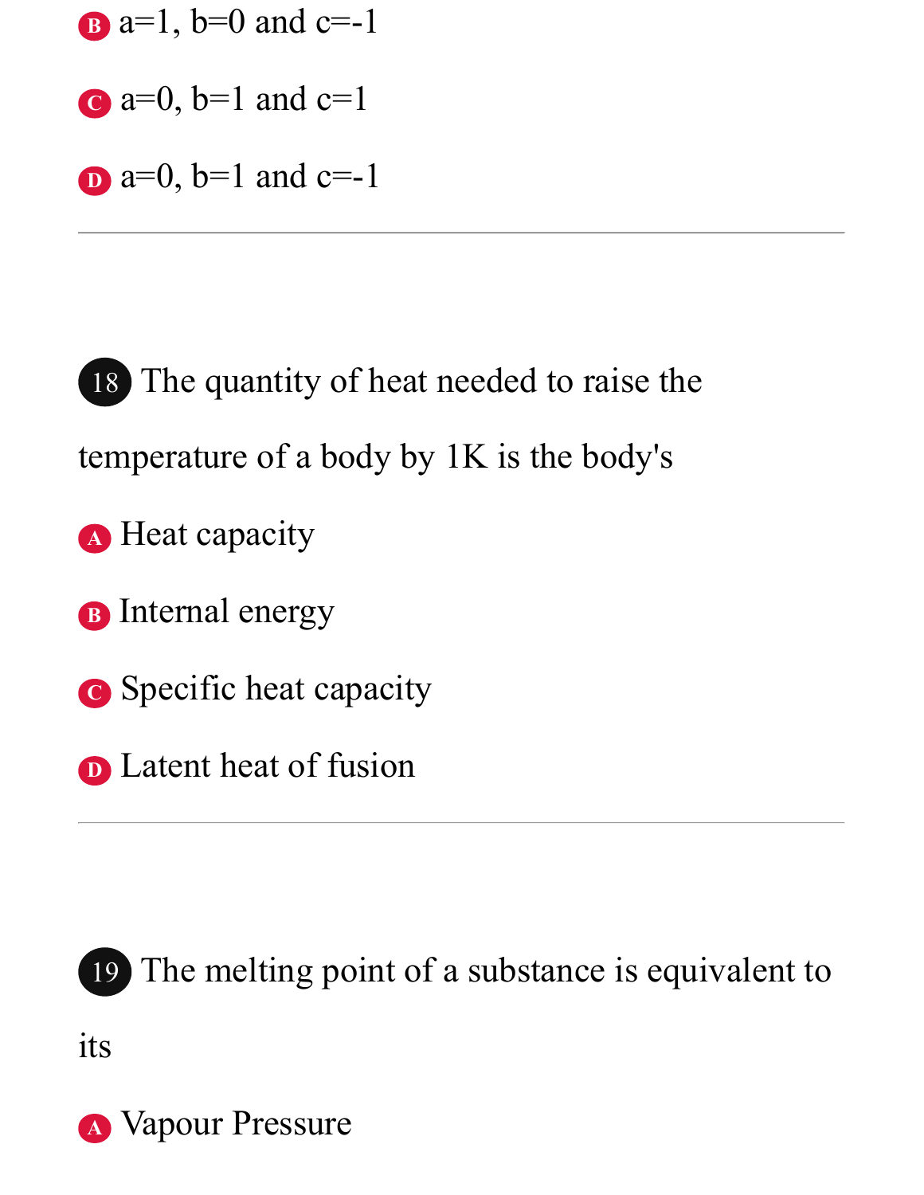B. $a=1$, $b=0$ and $c=-1$

C. $a=0$, $b=1$ and $c=1$

D. $a=0$, $b=1$ and $c=-1$

---

**18** The quantity of heat needed to raise the temperature of a body by 1K is the body's

A. Heat capacity

B. Internal energy

C. Specific heat capacity

D. Latent heat of fusion

---

**19** The melting point of a substance is equivalent to its

A. Vapour Pressure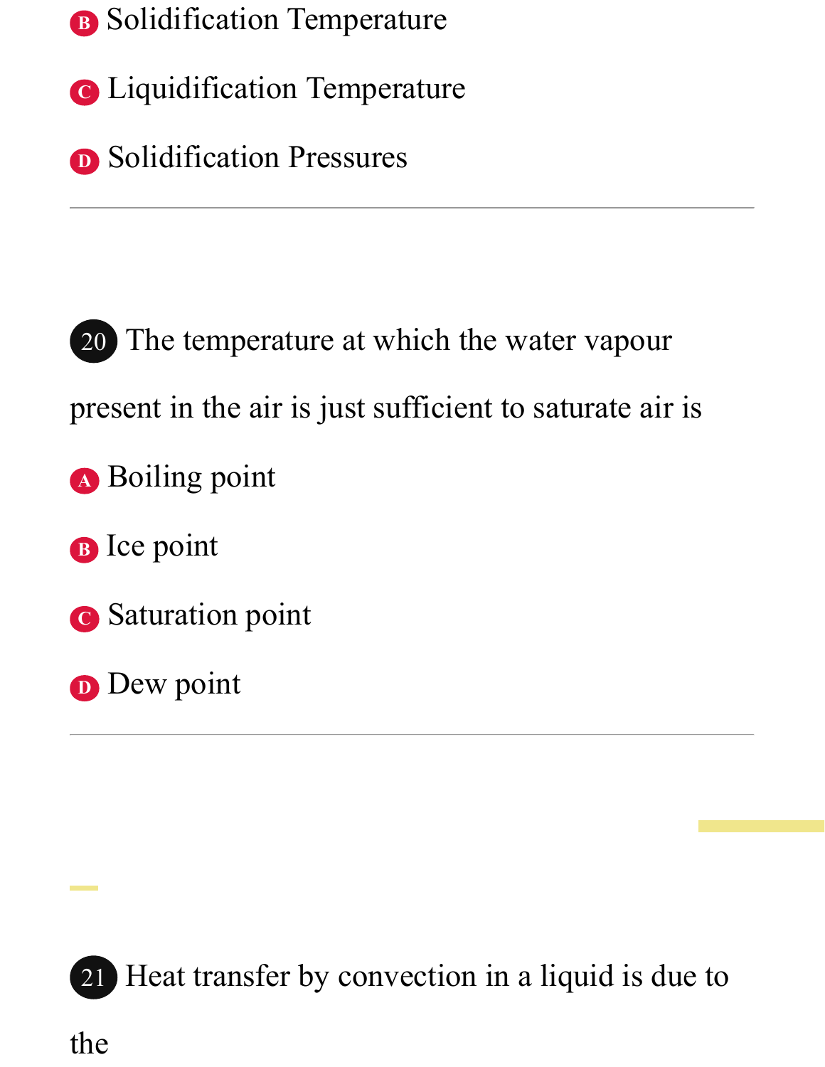B. Solidification Temperature

C. Liquidification Temperature

D. Solidification Pressures

---

**20** The temperature at which the water vapour present in the air is just sufficient to saturate air is

A. Boiling point

B. Ice point

C. Saturation point

D. Dew point

---

**21** Heat transfer by convection in a liquid is due to the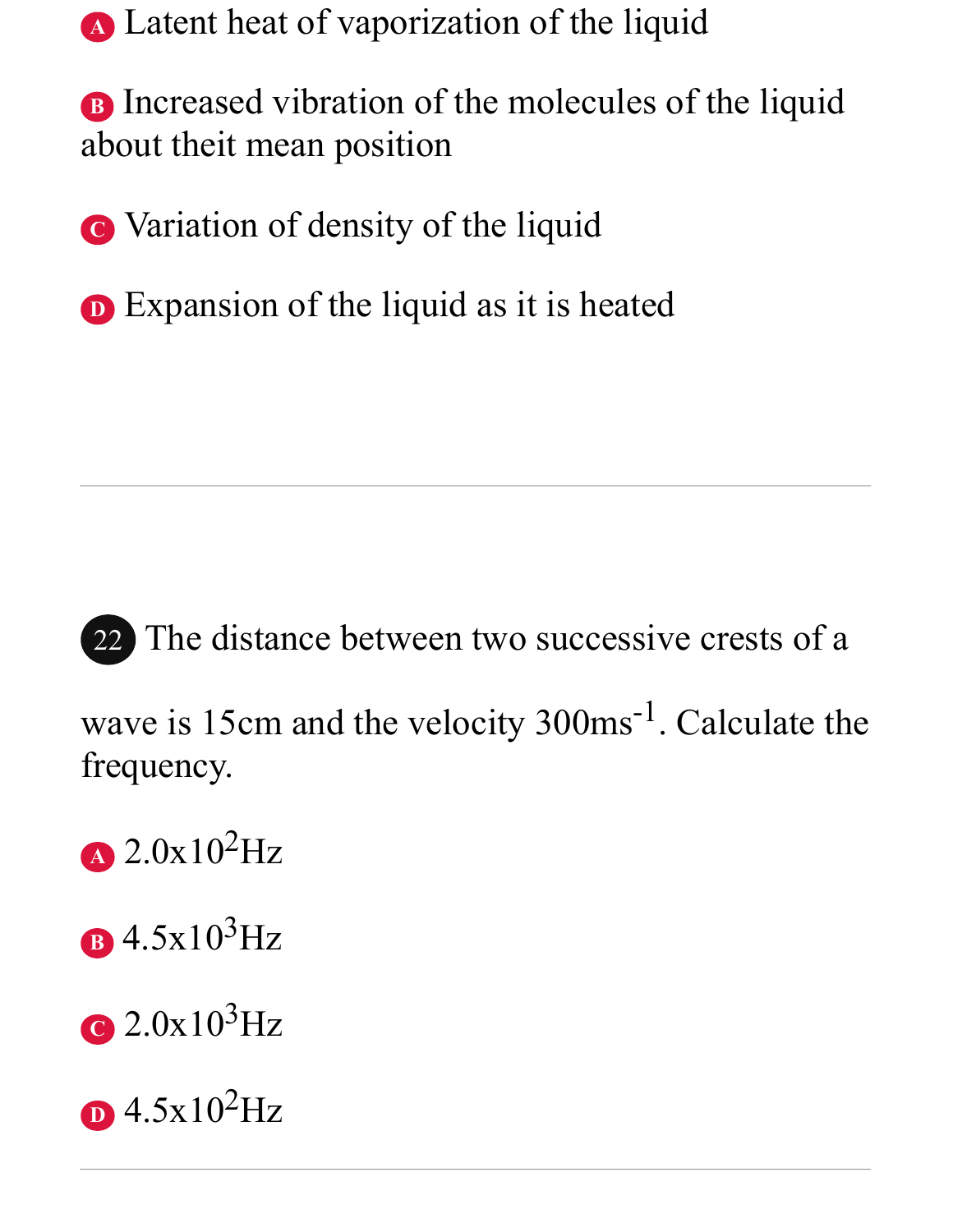A Latent heat of vaporization of the liquid

B Increased vibration of the molecules of the liquid about theit mean position

C Variation of density of the liquid

D Expansion of the liquid as it is heated

---

22 The distance between two successive crests of a wave is 15cm and the velocity $300ms^{-1}$. Calculate the frequency.

A $2.0x10^2$Hz

B $4.5x10^3$Hz

C $2.0x10^3$Hz

D $4.5x10^2$Hz

---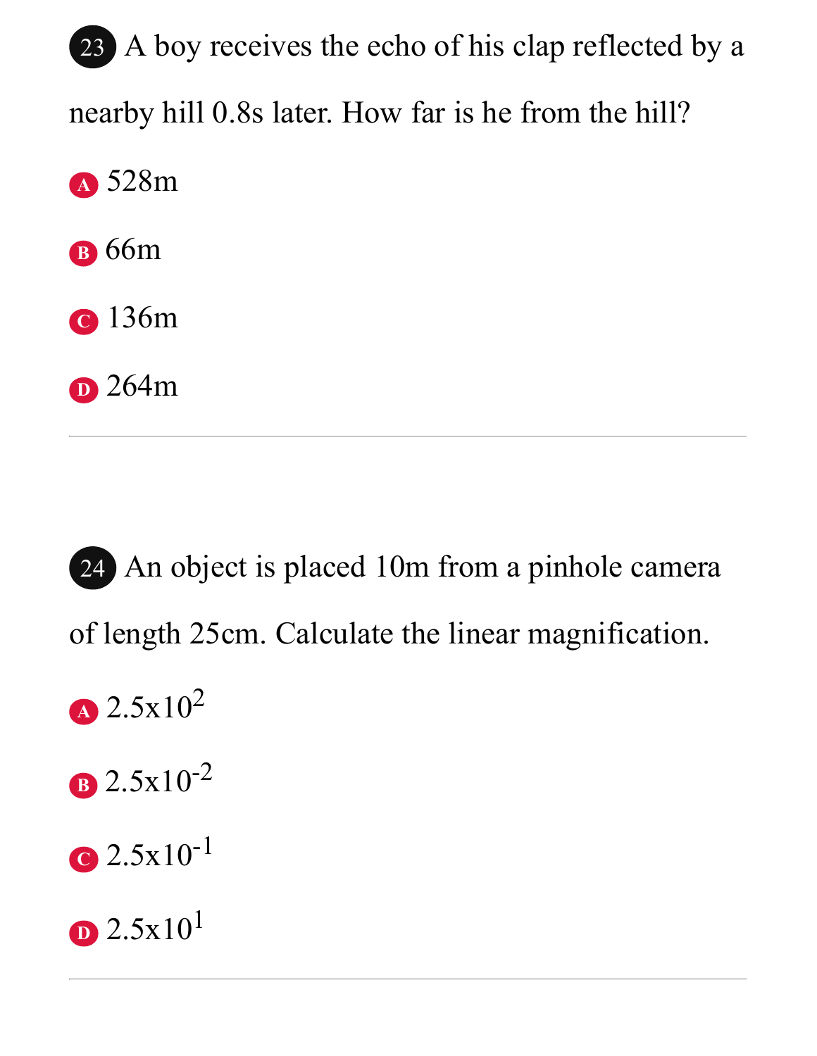23 A boy receives the echo of his clap reflected by a nearby hill 0.8s later. How far is he from the hill?

A 528m

B 66m

C 136m

D 264m

---

24 An object is placed 10m from a pinhole camera of length 25cm. Calculate the linear magnification.

A $2.5 \times 10^{2}$

B $2.5 \times 10^{-2}$

C $2.5 \times 10^{-1}$

D $2.5 \times 10^{1}$

---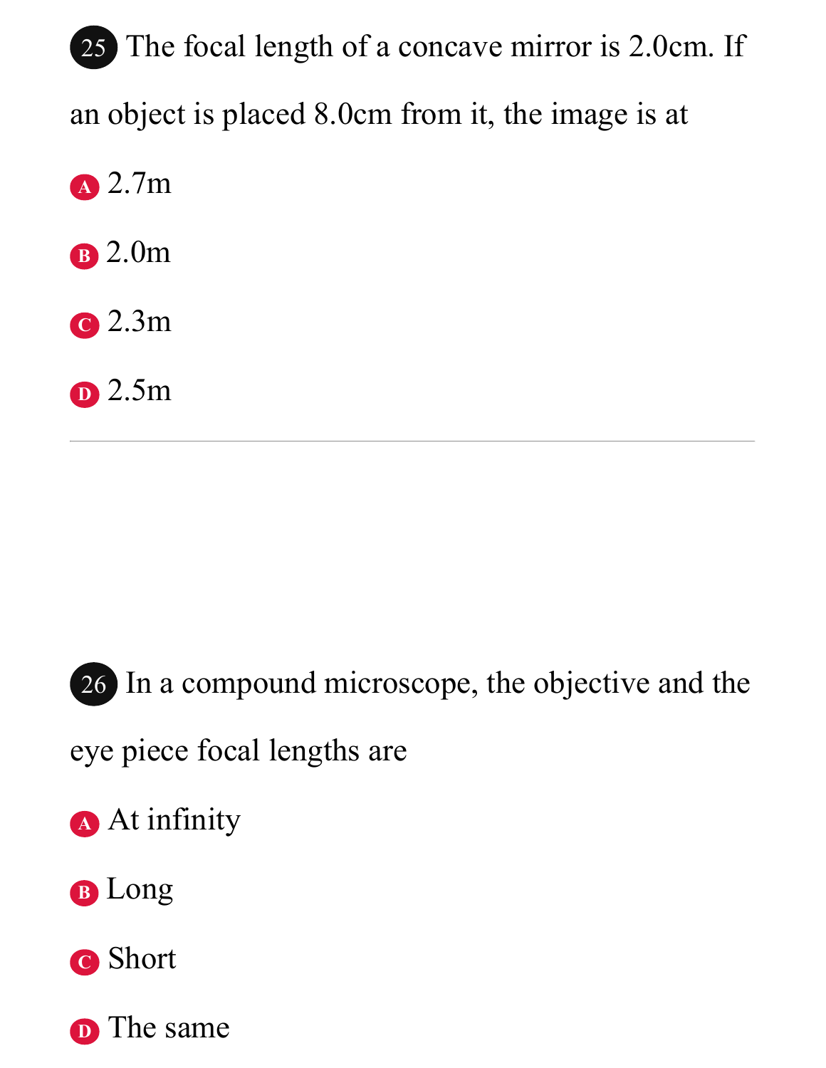**25** The focal length of a concave mirror is 2.0cm. If an object is placed 8.0cm from it, the image is at

- **A** 2.7m
- **B** 2.0m
- **C** 2.3m
- **D** 2.5m

---

**26** In a compound microscope, the objective and the eye piece focal lengths are

- **A** At infinity
- **B** Long
- **C** Short
- **D** The same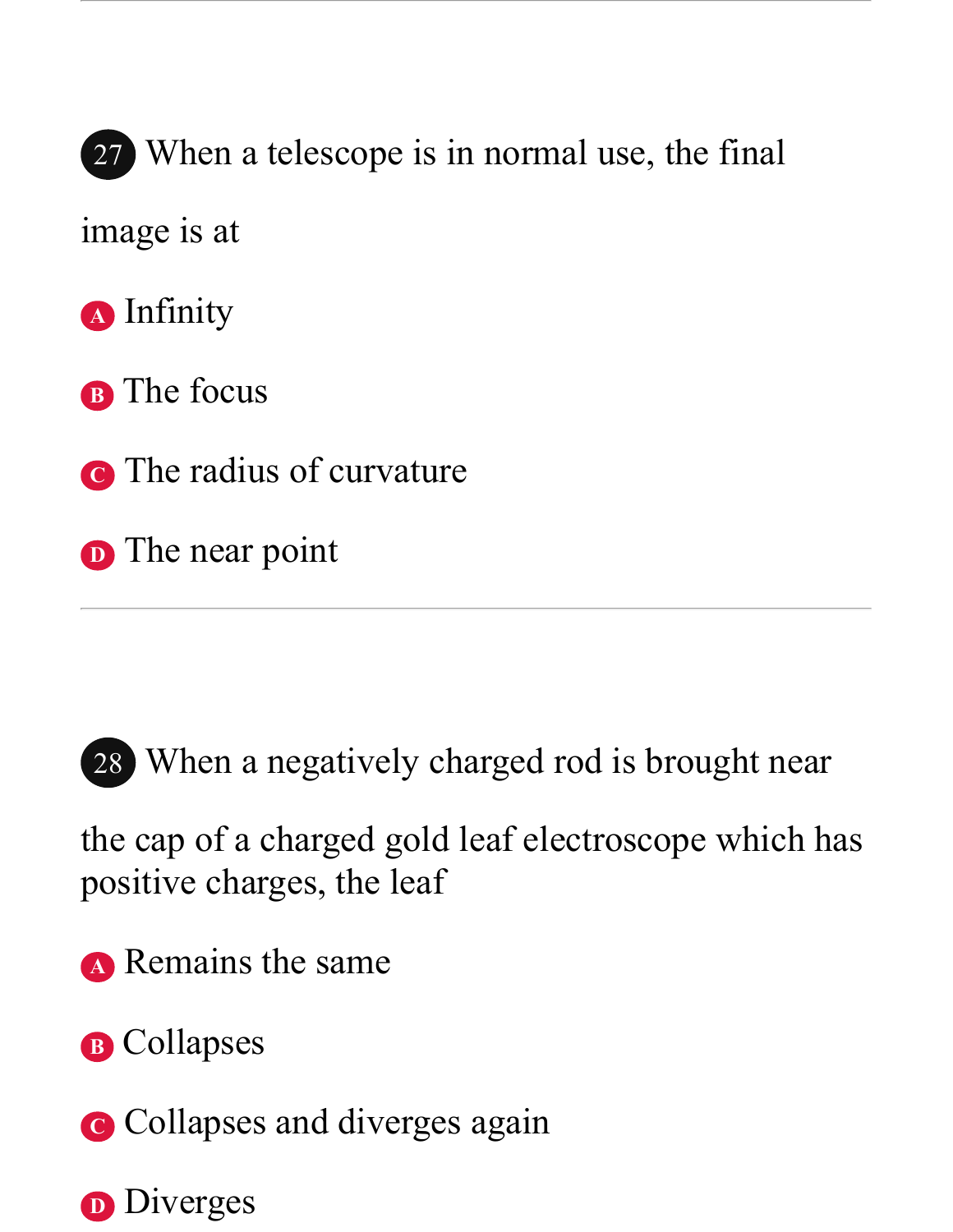**27** When a telescope is in normal use, the final image is at

A. Infinity

B. The focus

C. The radius of curvature

D. The near point

---

**28** When a negatively charged rod is brought near the cap of a charged gold leaf electroscope which has positive charges, the leaf

A. Remains the same

B. Collapses

C. Collapses and diverges again

D. Diverges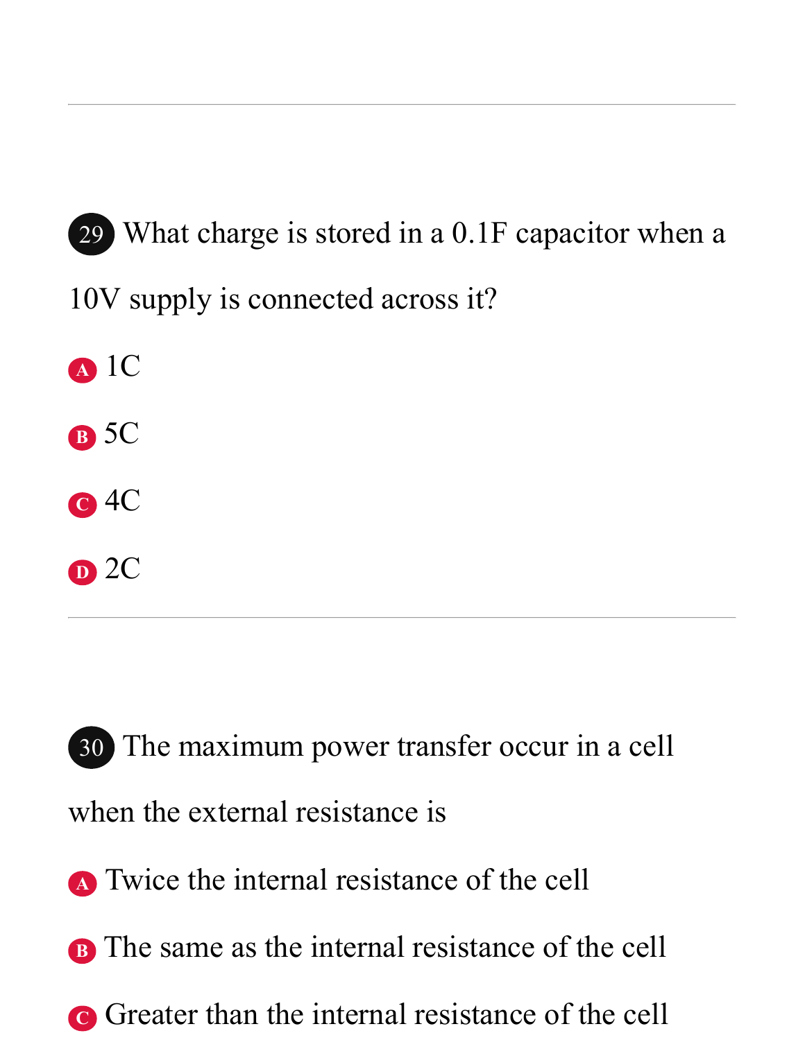29 What charge is stored in a 0.1F capacitor when a 10V supply is connected across it?

A 1C

B 5C

C 4C

D 2C

---

30 The maximum power transfer occur in a cell when the external resistance is

A Twice the internal resistance of the cell

B The same as the internal resistance of the cell

C Greater than the internal resistance of the cell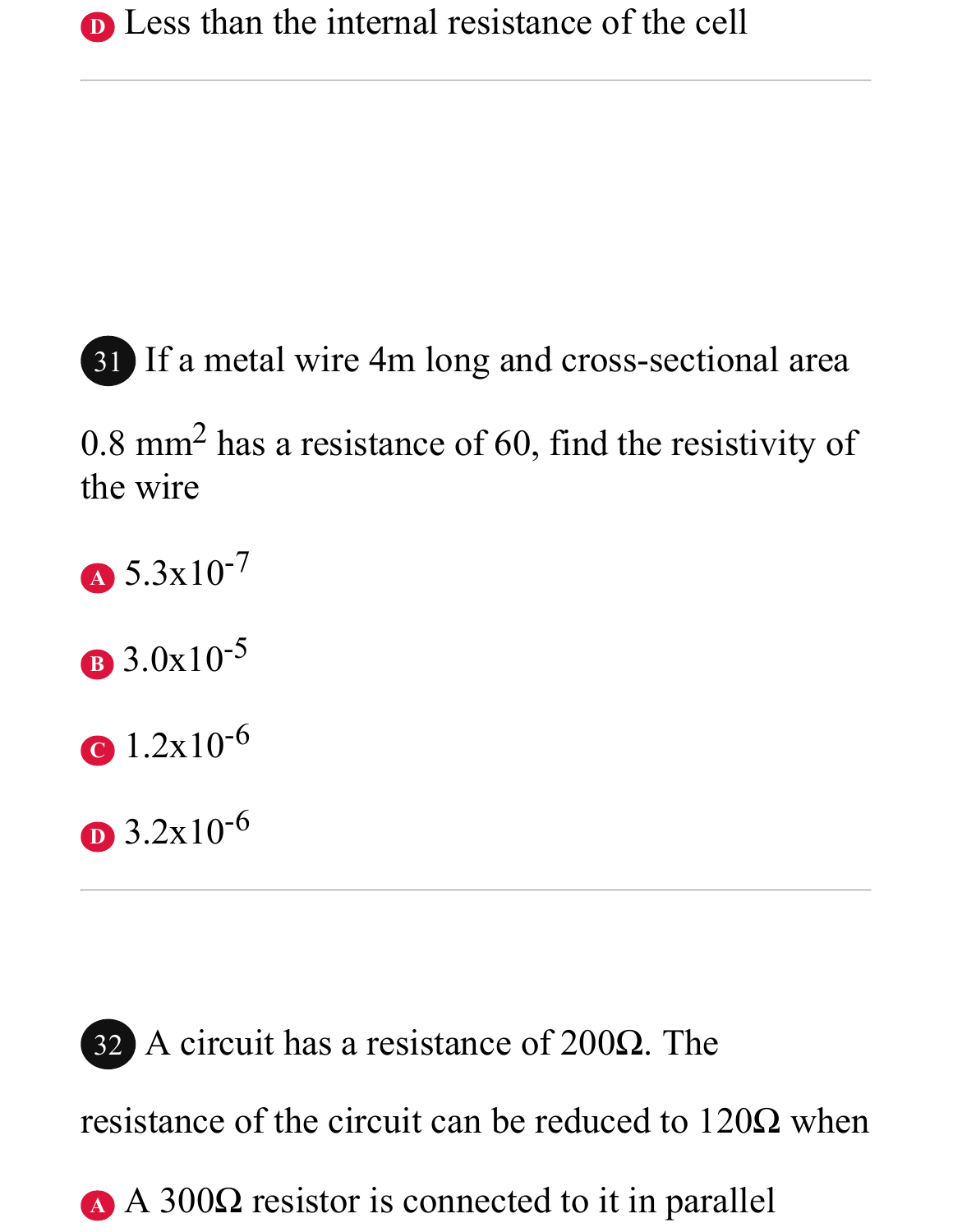D Less than the internal resistance of the cell

---

31 If a metal wire 4m long and cross-sectional area $0.8\ mm^2$ has a resistance of 60, find the resistivity of the wire

A $5.3x10^{-7}$

B $3.0x10^{-5}$

C $1.2x10^{-6}$

D $3.2x10^{-6}$

---

32 A circuit has a resistance of 200Ω. The resistance of the circuit can be reduced to 120Ω when

A A 300Ω resistor is connected to it in parallel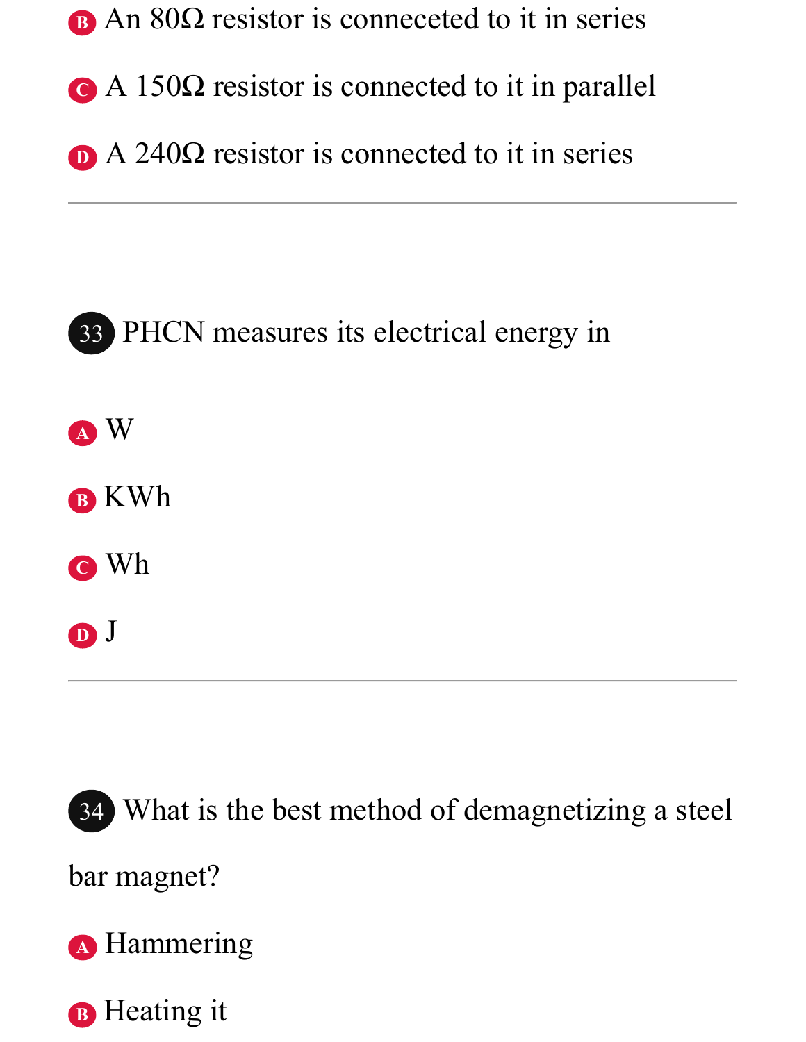B. An 80Ω resistor is conneceted to it in series

C. A 150Ω resistor is connected to it in parallel

D. A 240Ω resistor is connected to it in series

---

**33** PHCN measures its electrical energy in

A. W

B. KWh

C. Wh

D. J

---

**34** What is the best method of demagnetizing a steel bar magnet?

A. Hammering

B. Heating it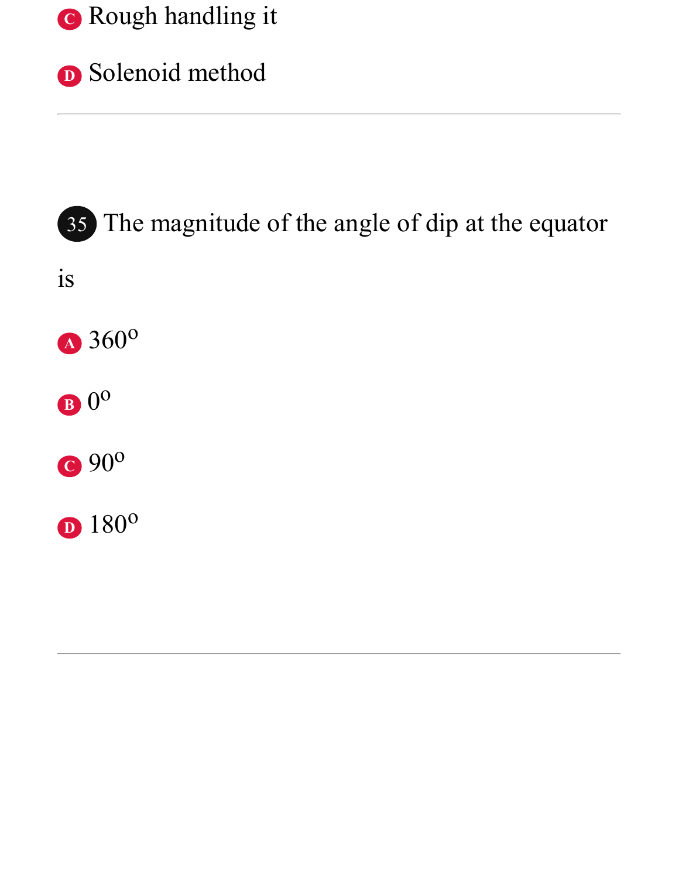C Rough handling it

D Solenoid method

---

35 The magnitude of the angle of dip at the equator is

A $360^o$

B $0^o$

C $90^o$

D $180^o$

---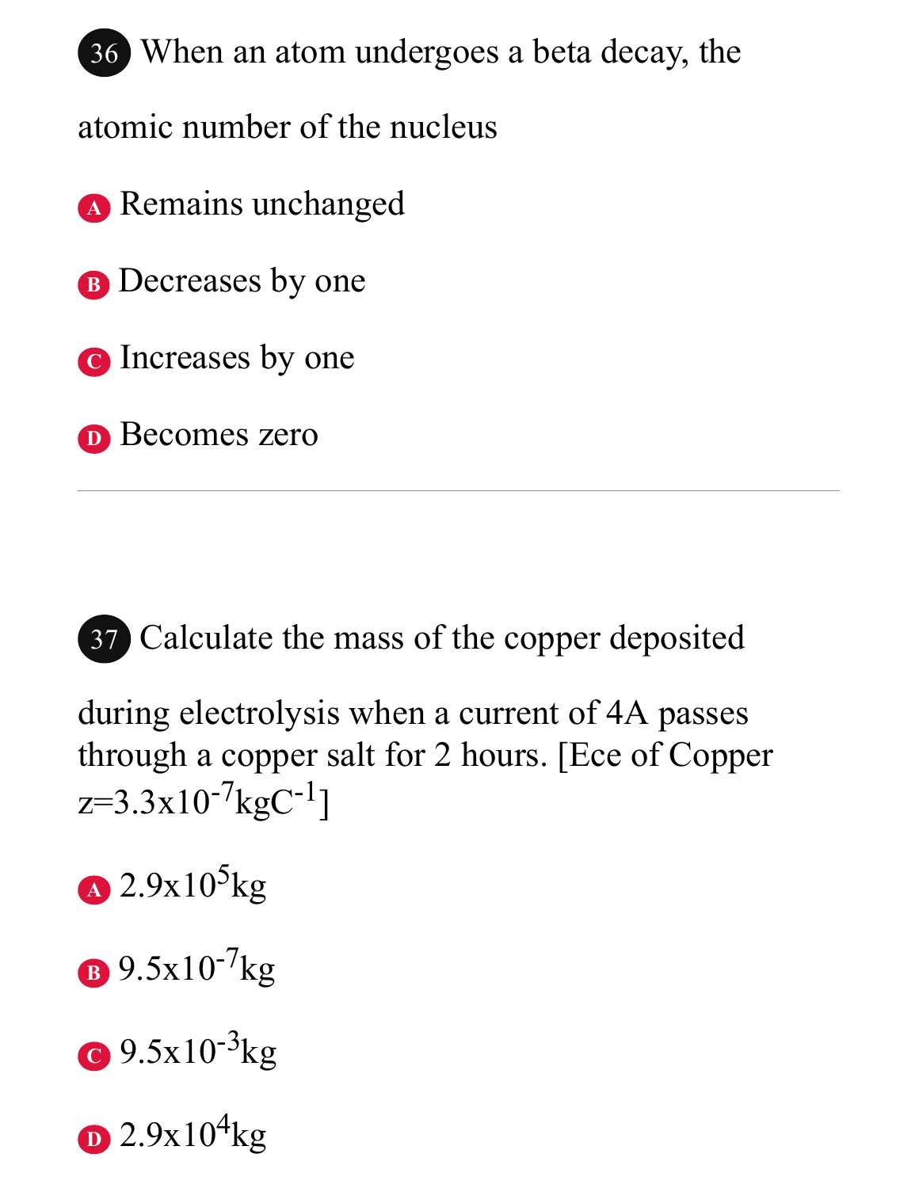36 When an atom undergoes a beta decay, the atomic number of the nucleus

A Remains unchanged

B Decreases by one

C Increases by one

D Becomes zero

---

37 Calculate the mass of the copper deposited during electrolysis when a current of 4A passes through a copper salt for 2 hours. [Ece of Copper $z = 3.3 \times 10^{-7} kgC^{-1}$]

A $2.9 \times 10^{5}$kg

B $9.5 \times 10^{-7}$kg

C $9.5 \times 10^{-3}$kg

D $2.9 \times 10^{4}$kg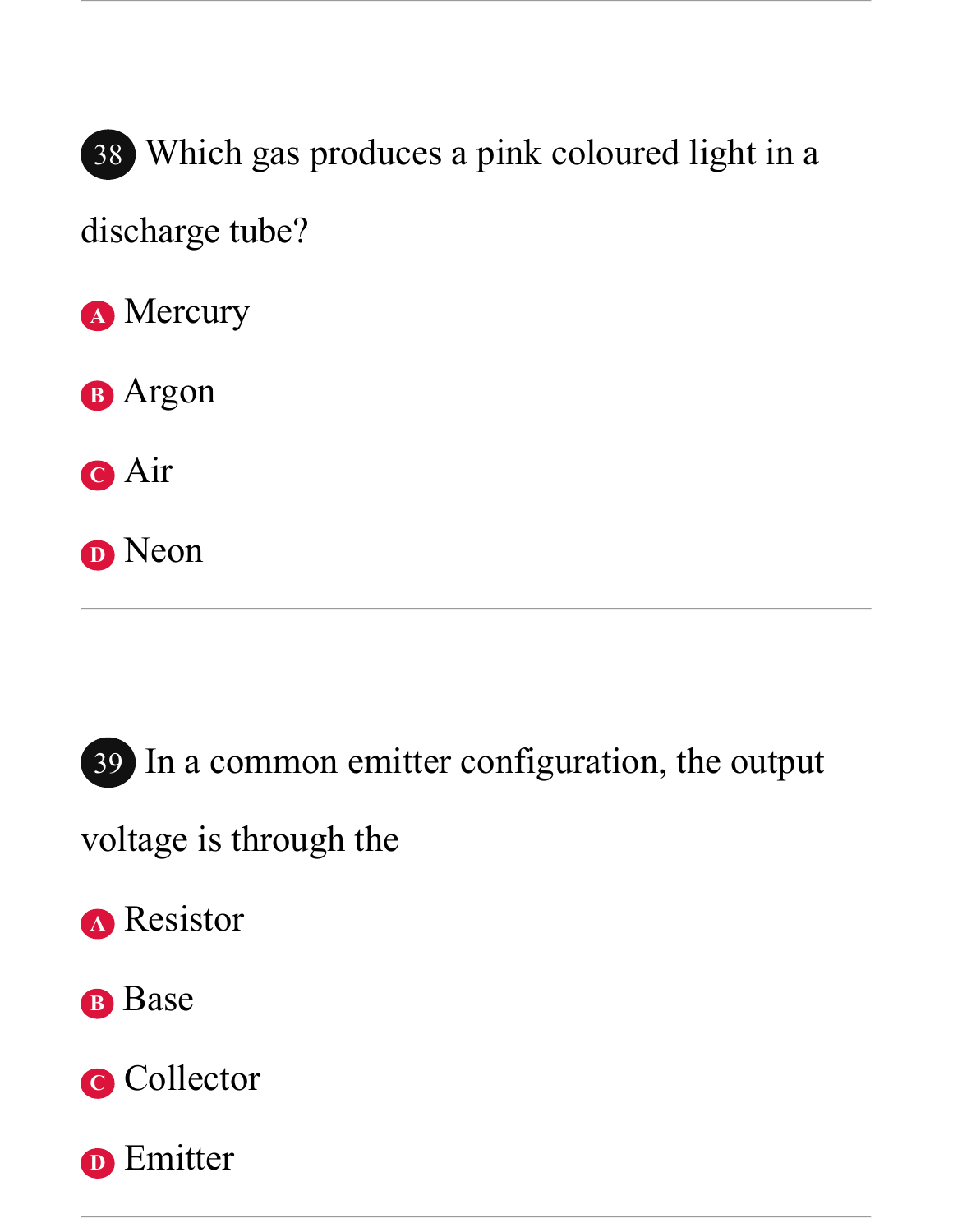**38** Which gas produces a pink coloured light in a discharge tube?

- **A** Mercury
- **B** Argon
- **C** Air
- **D** Neon

---

**39** In a common emitter configuration, the output voltage is through the

- **A** Resistor
- **B** Base
- **C** Collector
- **D** Emitter

---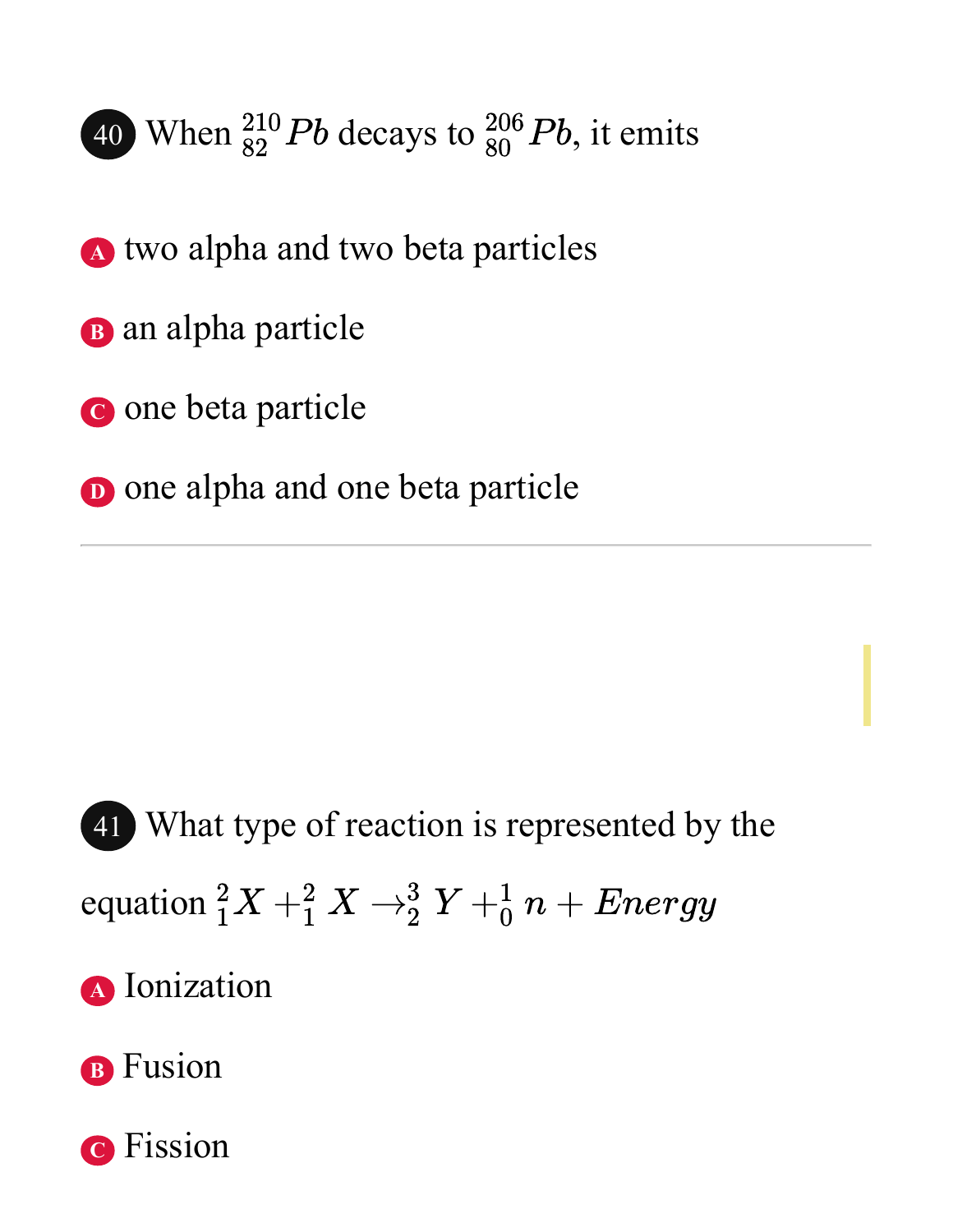**40** When $^{210}_{82}Pb$ decays to $^{206}_{80}Pb$, it emits

A. two alpha and two beta particles

B. an alpha particle

C. one beta particle

D. one alpha and one beta particle

---

**41** What type of reaction is represented by the equation $^{2}_{1}X +^{2}_{1} X \rightarrow^{3}_{2} Y +^{1}_{0} n + Energy$

A. Ionization

B. Fusion

C. Fission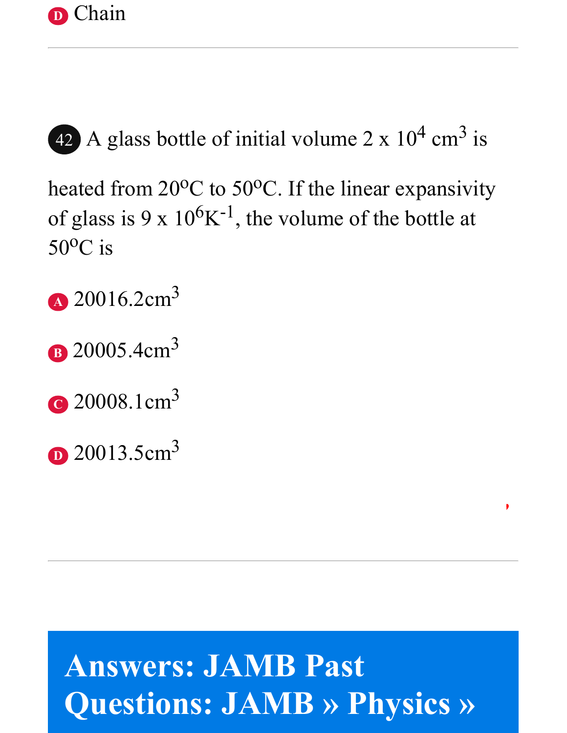D Chain

---

**42** A glass bottle of initial volume $2 \times 10^4$ cm$^3$ is heated from 20$^o$C to 50$^o$C. If the linear expansivity of glass is $9 \times 10^6$K$^{-1}$, the volume of the bottle at 50$^o$C is

A 20016.2cm$^3$

B 20005.4cm$^3$

C 20008.1cm$^3$

D 20013.5cm$^3$

---

## Answers: JAMB Past Questions: JAMB » Physics »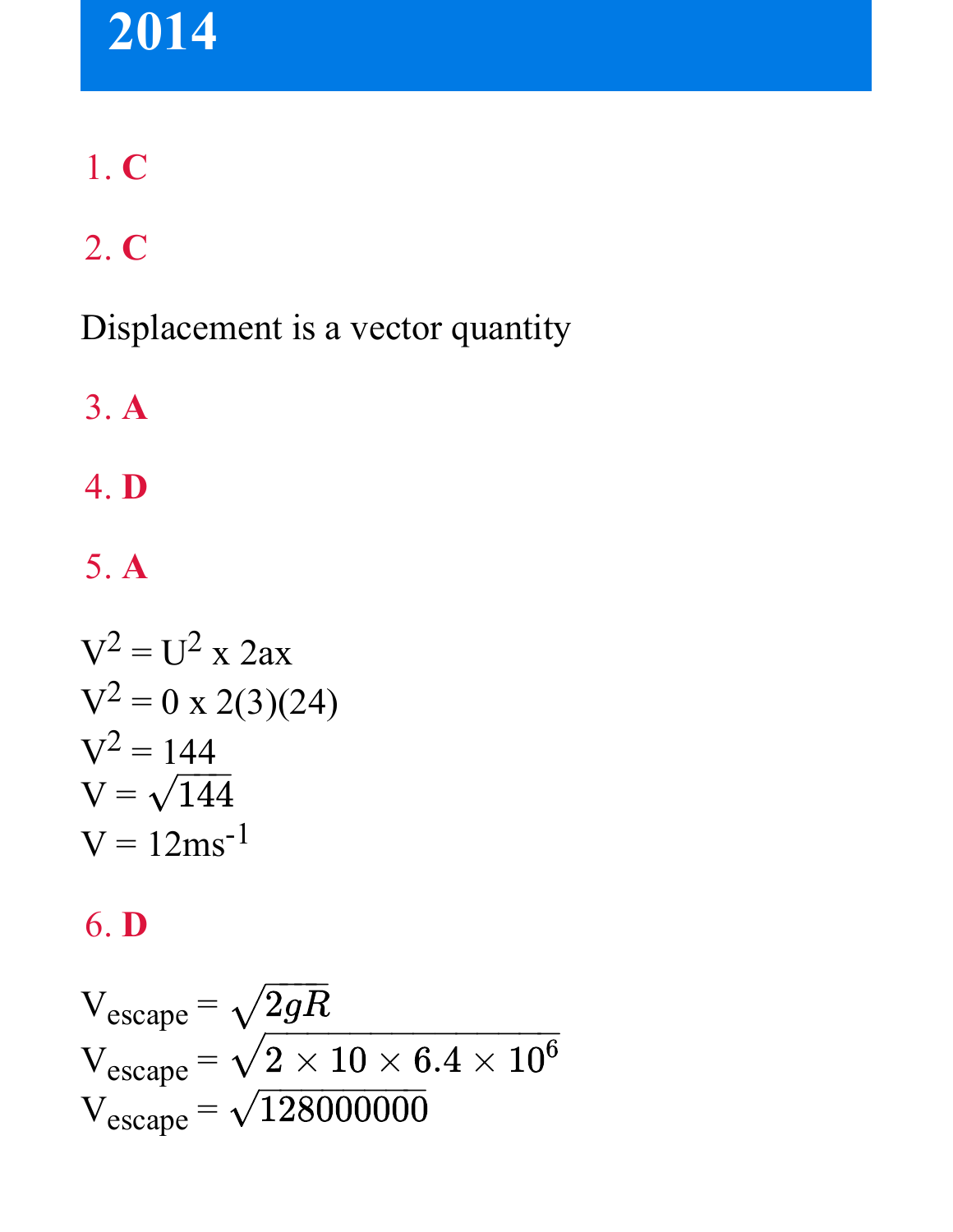# 2014

1. **C**

2. **C**

Displacement is a vector quantity

3. **A**

4. **D**

5. **A**

$V^2 = U^2$ x $2ax$
$V^2 = 0$ x $2(3)(24)$
$V^2 = 144$
$V = \sqrt{144}$
$V = 12ms^{-1}$

6. **D**

$V_{escape} = \sqrt{2gR}$
$V_{escape} = \sqrt{2 \times 10 \times 6.4 \times 10^6}$
$V_{escape} = \sqrt{128000000}$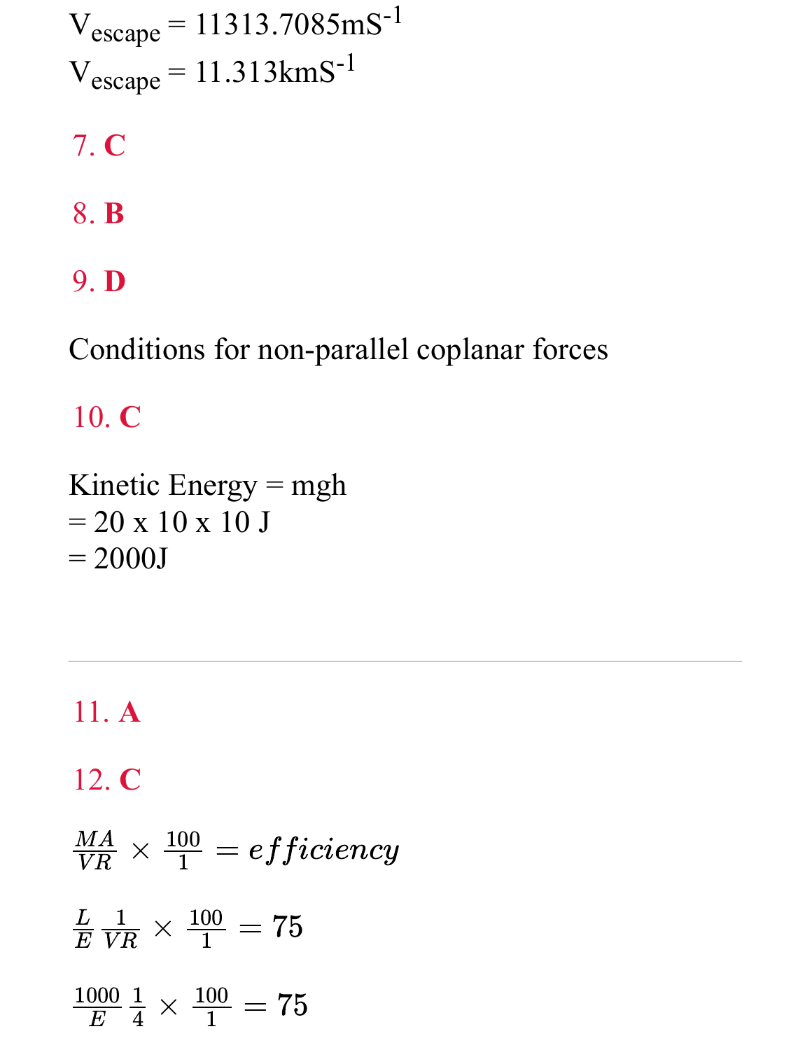$V_{escape} = 11313.7085mS^{-1}$
$V_{escape} = 11.313kmS^{-1}$

7. **C**

8. **B**

9. **D**

Conditions for non-parallel coplanar forces

10. **C**

Kinetic Energy = mgh
= 20 x 10 x 10 J
= 2000J

---

11. **A**

12. **C**

$$\frac{MA}{VR} \times \frac{100}{1} = efficiency$$

$$\frac{L}{E}\frac{1}{VR} \times \frac{100}{1} = 75$$

$$\frac{1000}{E}\frac{1}{4} \times \frac{100}{1} = 75$$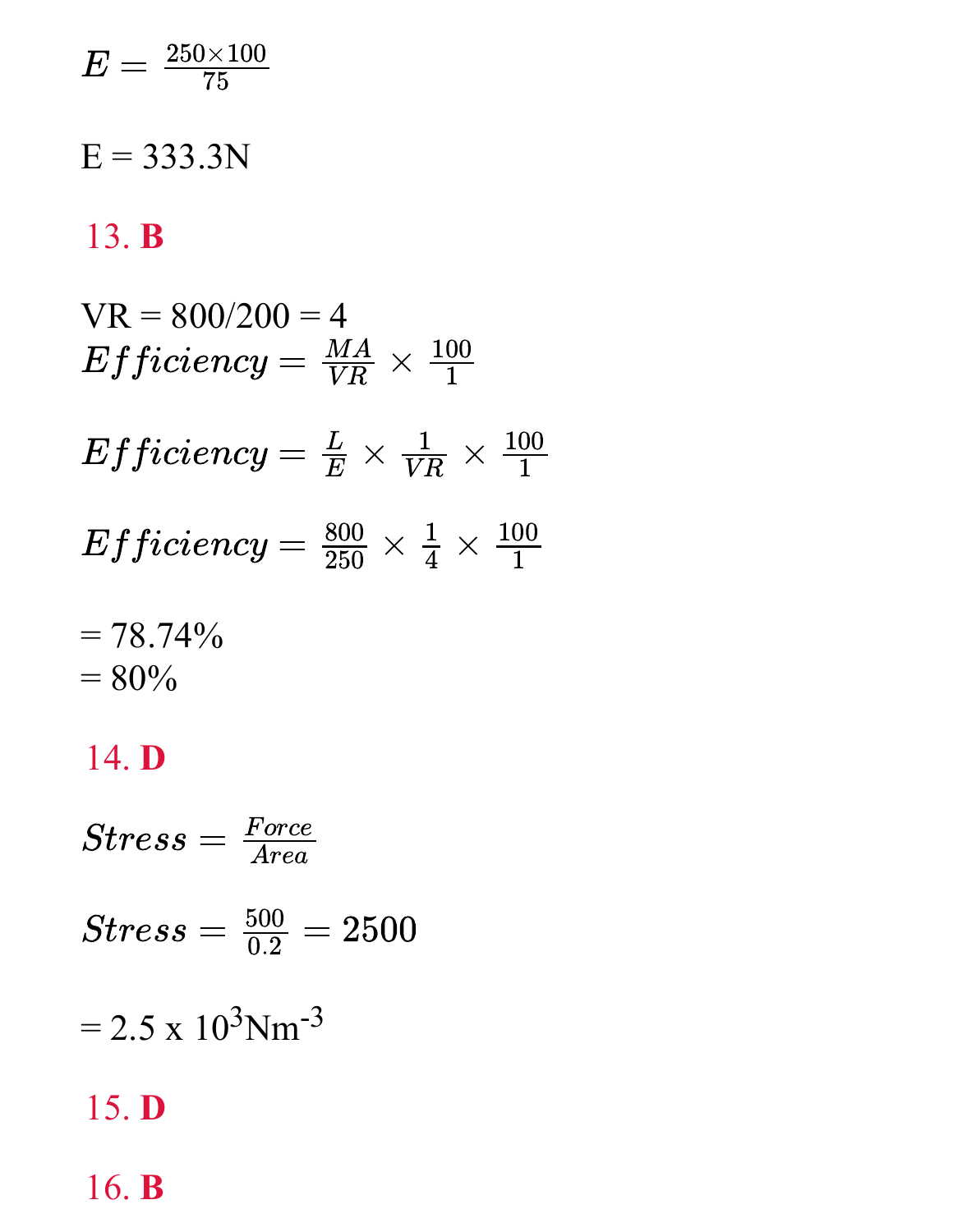$$E = \frac{250 \times 100}{75}$$

E = 333.3N

**13. B**

VR = 800/200 = 4

$$Efficiency = \frac{MA}{VR} \times \frac{100}{1}$$

$$Efficiency = \frac{L}{E} \times \frac{1}{VR} \times \frac{100}{1}$$

$$Efficiency = \frac{800}{250} \times \frac{1}{4} \times \frac{100}{1}$$

= 78.74%
= 80%

**14. D**

$$Stress = \frac{Force}{Area}$$

$$Stress = \frac{500}{0.2} = 2500$$

= $2.5 \times 10^3 Nm^{-3}$

**15. D**

**16. B**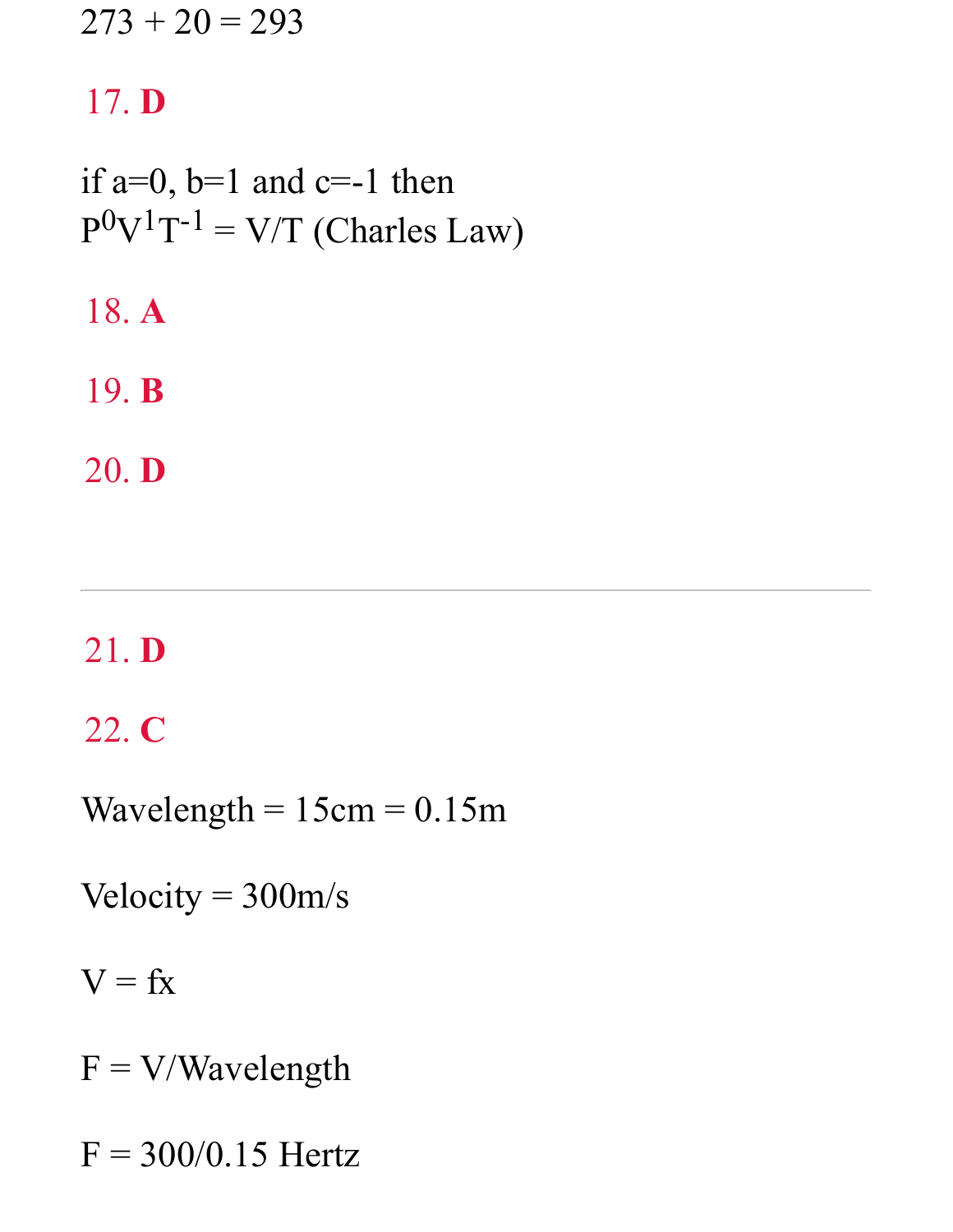$273 + 20 = 293$

**17. D**

if a=0, b=1 and c=-1 then
$P^0V^1T^{-1} = V/T$ (Charles Law)

**18. A**

**19. B**

**20. D**

---

**21. D**

**22. C**

Wavelength = 15cm = 0.15m

Velocity = 300m/s

V = fx

F = V/Wavelength

F = 300/0.15 Hertz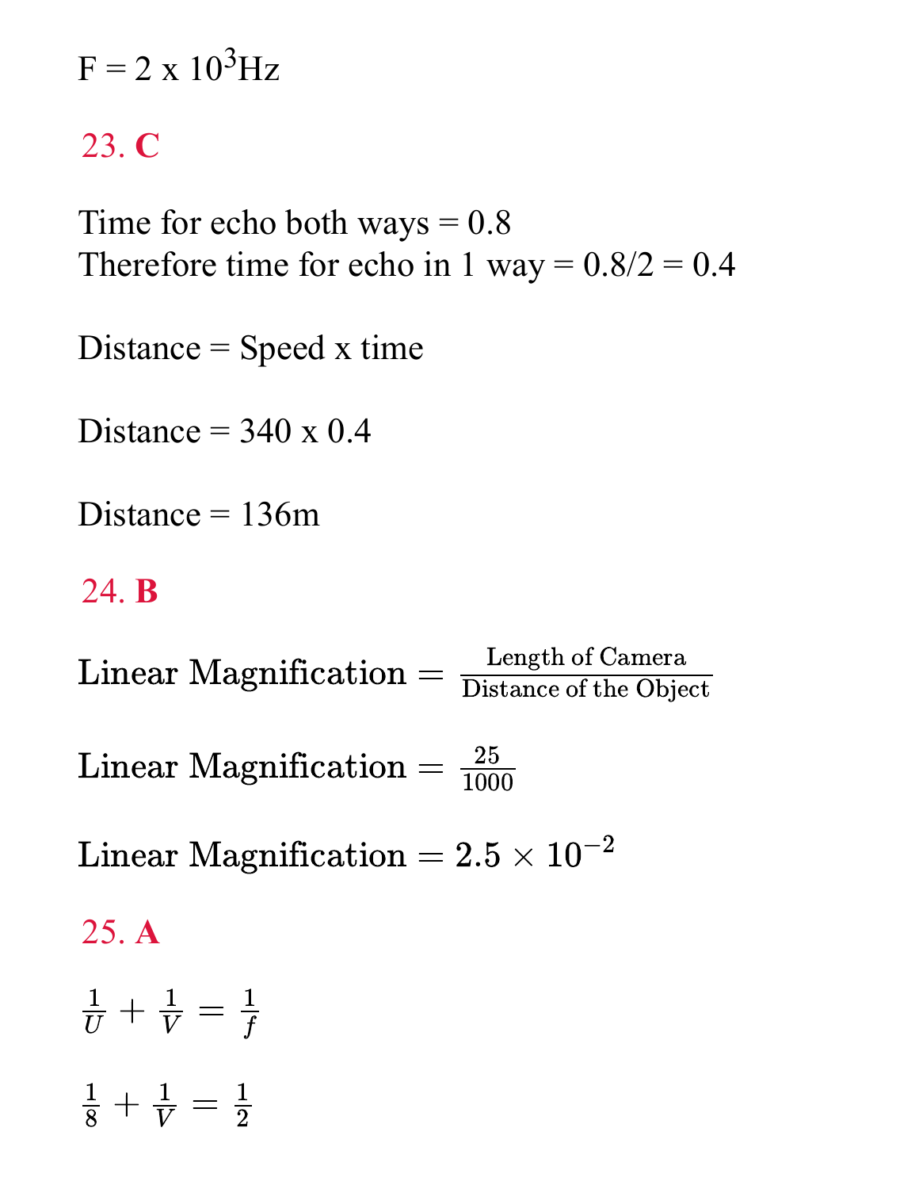$F = 2 \times 10^3 Hz$

## 23. C

Time for echo both ways = 0.8
Therefore time for echo in 1 way = 0.8/2 = 0.4

Distance = Speed x time

Distance = 340 x 0.4

Distance = 136m

## 24. B

$$\text{Linear Magnification} = \frac{\text{Length of Camera}}{\text{Distance of the Object}}$$

$$\text{Linear Magnification} = \frac{25}{1000}$$

$$\text{Linear Magnification} = 2.5 \times 10^{-2}$$

## 25. A

$$\frac{1}{U} + \frac{1}{V} = \frac{1}{f}$$

$$\frac{1}{8} + \frac{1}{V} = \frac{1}{2}$$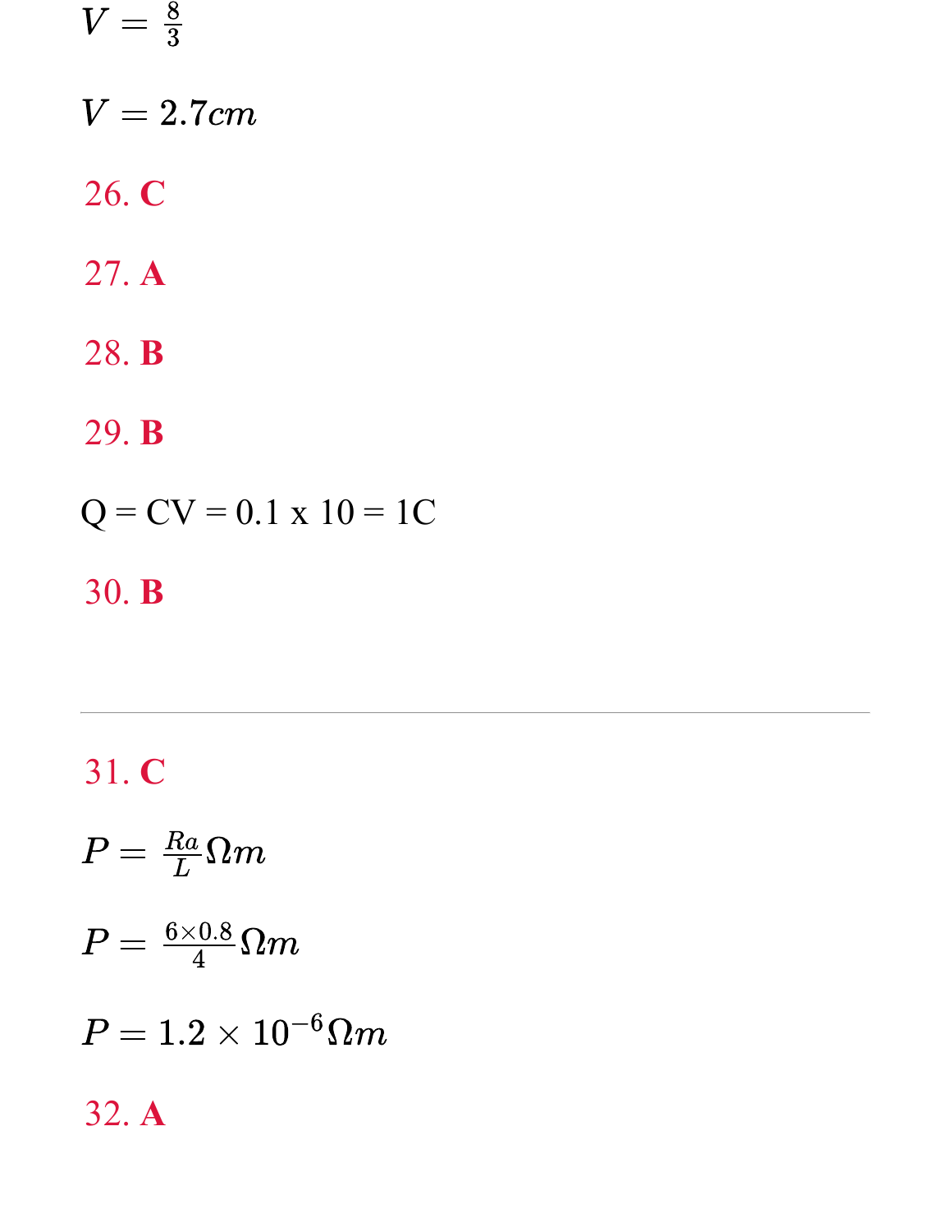$V = \frac{8}{3}$

$V = 2.7cm$

26. **C**

27. **A**

28. **B**

29. **B**

Q = CV = 0.1 x 10 = 1C

30. **B**

---

31. **C**

$P = \frac{Ra}{L}\Omega m$

$P = \frac{6 \times 0.8}{4}\Omega m$

$P = 1.2 \times 10^{-6}\Omega m$

32. **A**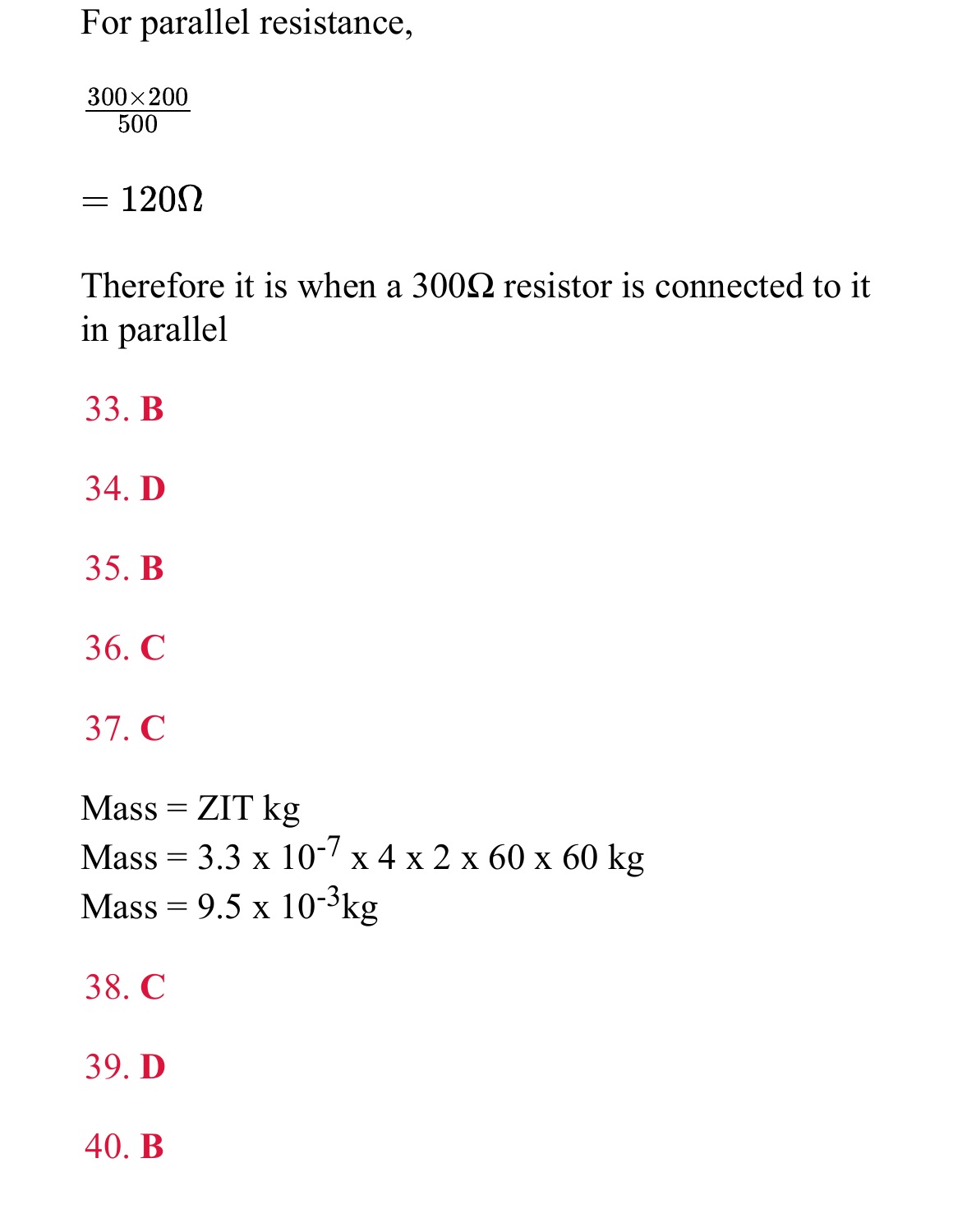For parallel resistance,

$$\frac{300 \times 200}{500}$$

$$= 120\Omega$$

Therefore it is when a 300Ω resistor is connected to it in parallel

33. **B**

34. **D**

35. **B**

36. **C**

37. **C**

Mass = ZIT kg
Mass = $3.3 \times 10^{-7} \times 4 \times 2 \times 60 \times 60$ kg
Mass = $9.5 \times 10^{-3}$kg

38. **C**

39. **D**

40. **B**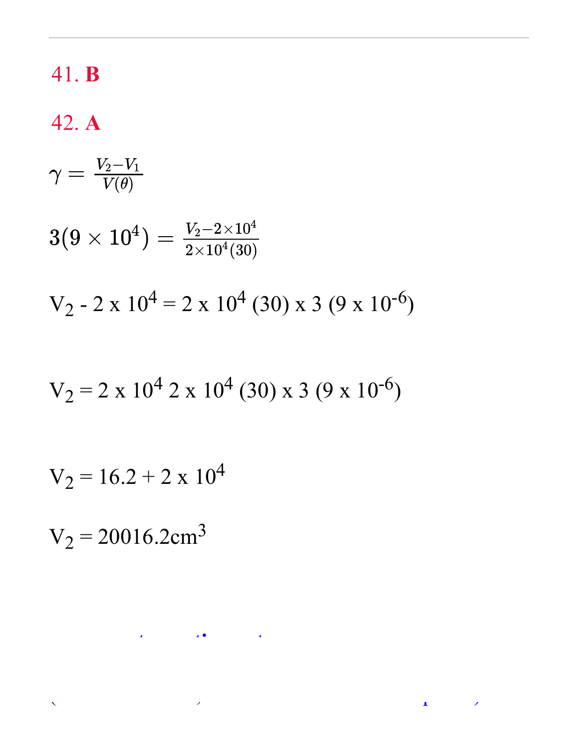41. **B**

42. **A**

$$\gamma = \frac{V_2 - V_1}{V(\theta)}$$

$$3(9 \times 10^4) = \frac{V_2 - 2 \times 10^4}{2 \times 10^4 (30)}$$

$V_2$ - 2 x $10^4$ = 2 x $10^4$ (30) x 3 (9 x $10^{-6}$)

$V_2$ = 2 x $10^4$ 2 x $10^4$ (30) x 3 (9 x $10^{-6}$)

$V_2$ = 16.2 + 2 x $10^4$

$V_2$ = 20016.2cm$^3$